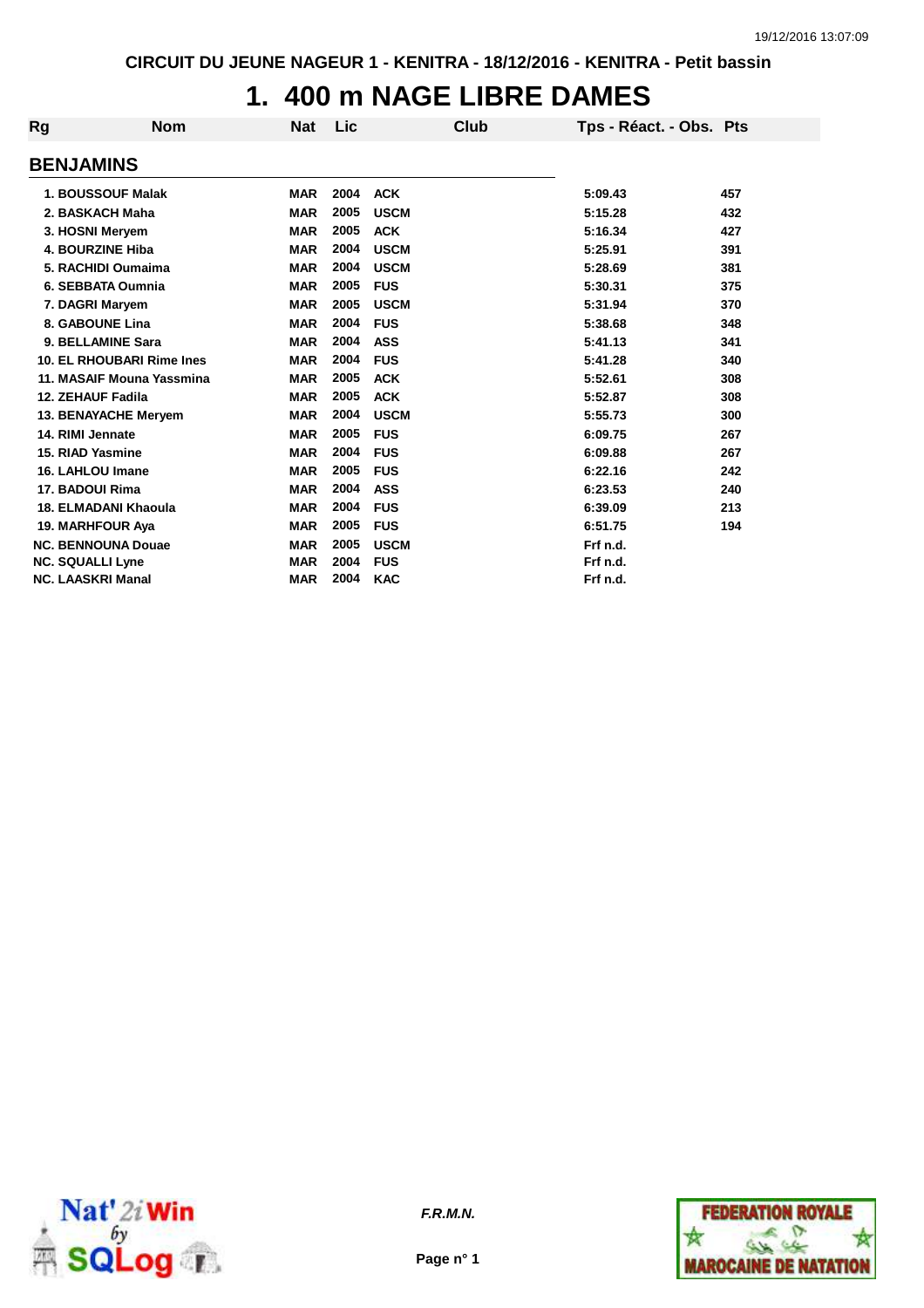CIRCUIT DU JEUNE NAGEUR 1 - KENITRA - 18/12/2016 - KENITRA - Petit bassin

# 1. 400 m NAGE LIBRE DAMES

| Rg | Nom | Nat | Lic | Club | Tps - Réact. - Obs. | Pts |
|---|---|---|---|---|---|---|
| **BENJAMINS** | | | | | | |
| 1. | BOUSSOUF Malak | MAR | 2004 | ACK | 5:09.43 | 457 |
| 2. | BASKACH Maha | MAR | 2005 | USCM | 5:15.28 | 432 |
| 3. | HOSNI Meryem | MAR | 2005 | ACK | 5:16.34 | 427 |
| 4. | BOURZINE Hiba | MAR | 2004 | USCM | 5:25.91 | 391 |
| 5. | RACHIDI Oumaima | MAR | 2004 | USCM | 5:28.69 | 381 |
| 6. | SEBBATA Oumnia | MAR | 2005 | FUS | 5:30.31 | 375 |
| 7. | DAGRI Maryem | MAR | 2005 | USCM | 5:31.94 | 370 |
| 8. | GABOUNE Lina | MAR | 2004 | FUS | 5:38.68 | 348 |
| 9. | BELLAMINE Sara | MAR | 2004 | ASS | 5:41.13 | 341 |
| 10. | EL RHOUBARI Rime Ines | MAR | 2004 | FUS | 5:41.28 | 340 |
| 11. | MASAIF Mouna Yassmina | MAR | 2005 | ACK | 5:52.61 | 308 |
| 12. | ZEHAUF Fadila | MAR | 2005 | ACK | 5:52.87 | 308 |
| 13. | BENAYACHE Meryem | MAR | 2004 | USCM | 5:55.73 | 300 |
| 14. | RIMI Jennate | MAR | 2005 | FUS | 6:09.75 | 267 |
| 15. | RIAD Yasmine | MAR | 2004 | FUS | 6:09.88 | 267 |
| 16. | LAHLOU Imane | MAR | 2005 | FUS | 6:22.16 | 242 |
| 17. | BADOUI Rima | MAR | 2004 | ASS | 6:23.53 | 240 |
| 18. | ELMADANI Khaoula | MAR | 2004 | FUS | 6:39.09 | 213 |
| 19. | MARHFOUR Aya | MAR | 2005 | FUS | 6:51.75 | 194 |
| NC. | BENNOUNA Douae | MAR | 2005 | USCM | Frf n.d. | |
| NC. | SQUALLI Lyne | MAR | 2004 | FUS | Frf n.d. | |
| NC. | LAASKRI Manal | MAR | 2004 | KAC | Frf n.d. | |

*F.R.M.N.*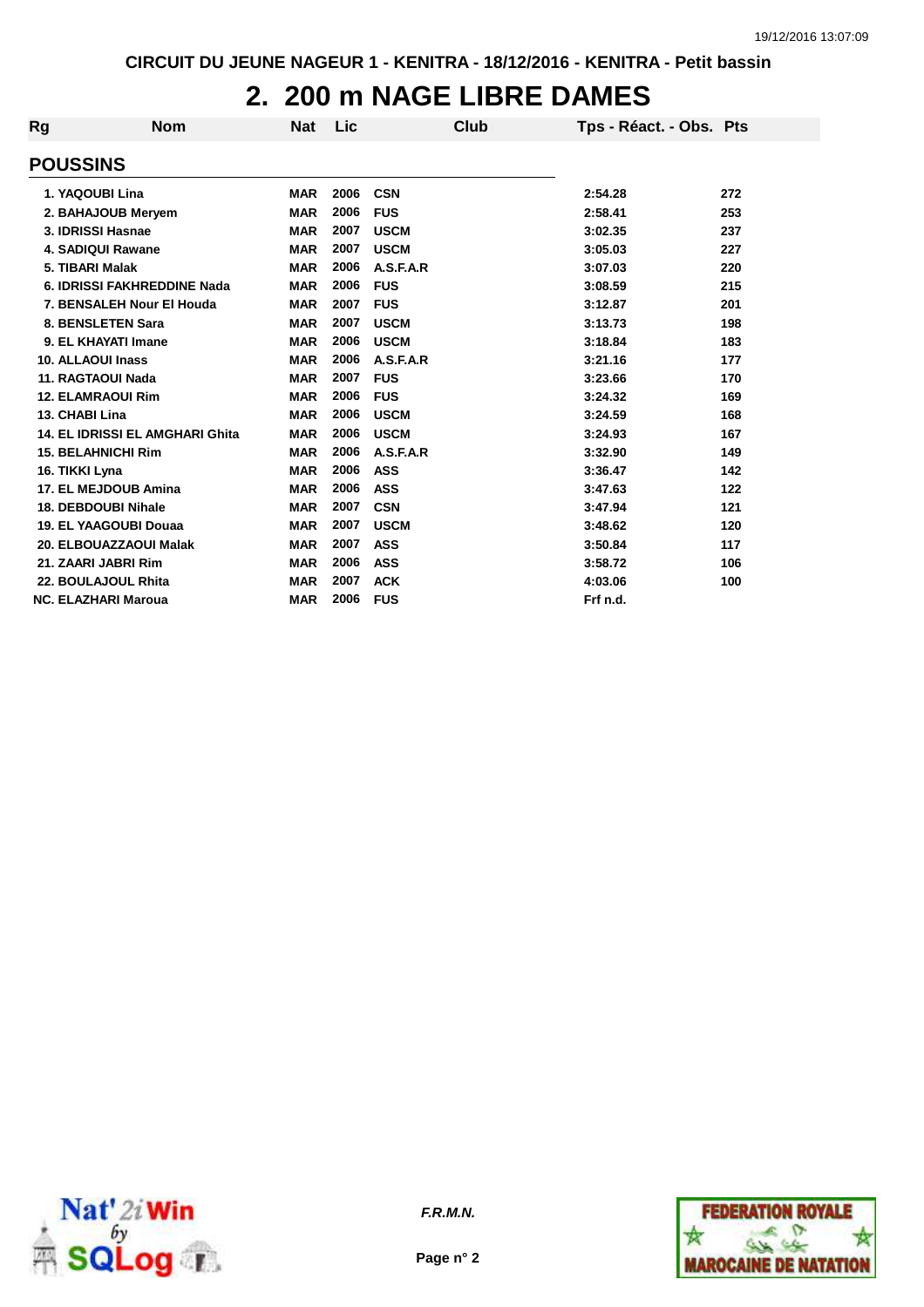# 2. 200 m NAGE LIBRE DAMES

| Rg | Nom | Nat | Lic | Club | Tps - Réact. - Obs. | Pts |
|---|---|---|---|---|---|---|
| **POUSSINS** | | | | | | |
| 1. | YAQOUBI Lina | MAR | 2006 | CSN | 2:54.28 | 272 |
| 2. | BAHAJOUB Meryem | MAR | 2006 | FUS | 2:58.41 | 253 |
| 3. | IDRISSI Hasnae | MAR | 2007 | USCM | 3:02.35 | 237 |
| 4. | SADIQUI Rawane | MAR | 2007 | USCM | 3:05.03 | 227 |
| 5. | TIBARI Malak | MAR | 2006 | A.S.F.A.R | 3:07.03 | 220 |
| 6. | IDRISSI FAKHREDDINE Nada | MAR | 2006 | FUS | 3:08.59 | 215 |
| 7. | BENSALEH Nour El Houda | MAR | 2007 | FUS | 3:12.87 | 201 |
| 8. | BENSLETEN Sara | MAR | 2007 | USCM | 3:13.73 | 198 |
| 9. | EL KHAYATI Imane | MAR | 2006 | USCM | 3:18.84 | 183 |
| 10. | ALLAOUI Inass | MAR | 2006 | A.S.F.A.R | 3:21.16 | 177 |
| 11. | RAGTAOUI Nada | MAR | 2007 | FUS | 3:23.66 | 170 |
| 12. | ELAMRAOUI Rim | MAR | 2006 | FUS | 3:24.32 | 169 |
| 13. | CHABI Lina | MAR | 2006 | USCM | 3:24.59 | 168 |
| 14. | EL IDRISSI EL AMGHARI Ghita | MAR | 2006 | USCM | 3:24.93 | 167 |
| 15. | BELAHNICHI Rim | MAR | 2006 | A.S.F.A.R | 3:32.90 | 149 |
| 16. | TIKKI Lyna | MAR | 2006 | ASS | 3:36.47 | 142 |
| 17. | EL MEJDOUB Amina | MAR | 2006 | ASS | 3:47.63 | 122 |
| 18. | DEBDOUBI Nihale | MAR | 2007 | CSN | 3:47.94 | 121 |
| 19. | EL YAAGOUBI Douaa | MAR | 2007 | USCM | 3:48.62 | 120 |
| 20. | ELBOUAZZAOUI Malak | MAR | 2007 | ASS | 3:50.84 | 117 |
| 21. | ZAARI JABRI Rim | MAR | 2006 | ASS | 3:58.72 | 106 |
| 22. | BOULAJOUL Rhita | MAR | 2007 | ACK | 4:03.06 | 100 |
| NC. | ELAZHARI Maroua | MAR | 2006 | FUS | Frf n.d. | |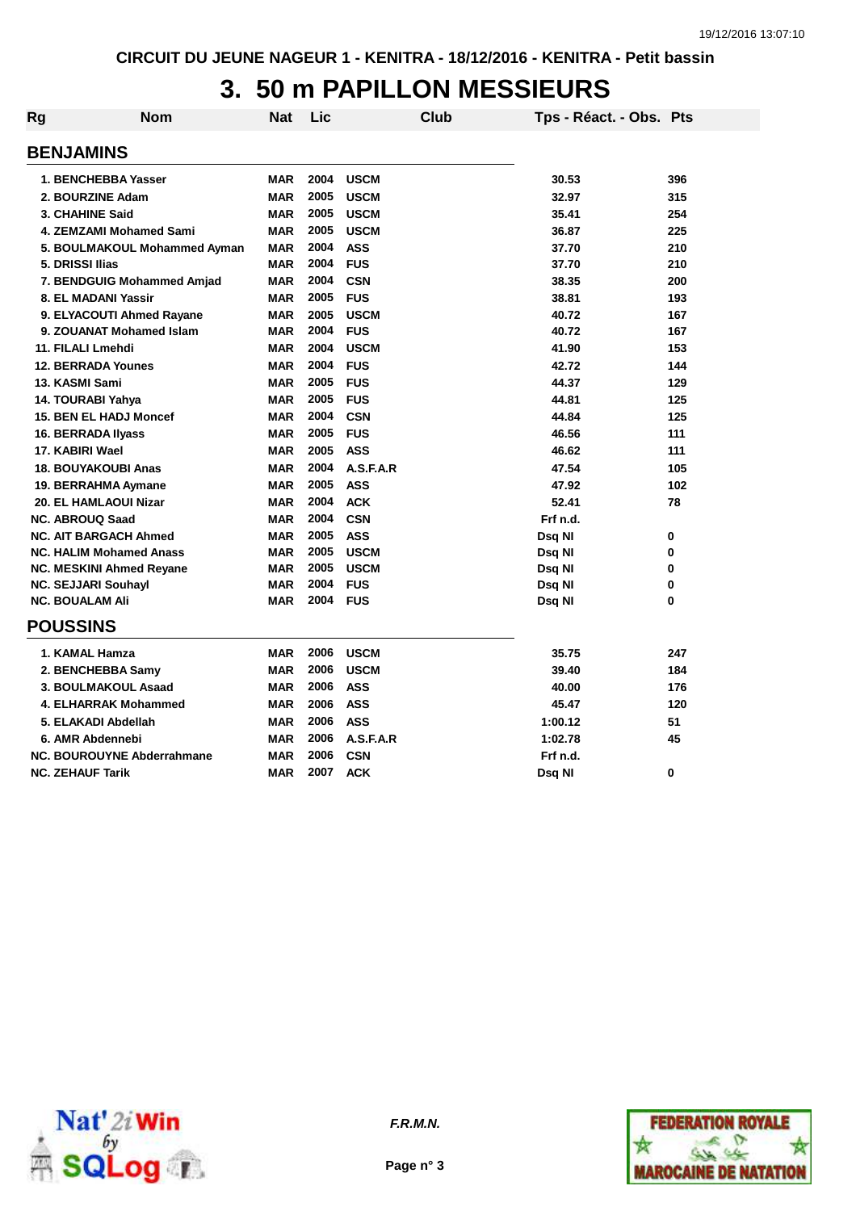CIRCUIT DU JEUNE NAGEUR 1 - KENITRA - 18/12/2016 - KENITRA - Petit bassin

# 3. 50 m PAPILLON MESSIEURS

| Rg | Nom | Nat | Lic | Club | Tps - Réact. - Obs. | Pts |
|---|---|---|---|---|---|---|
| **BENJAMINS** | | | | | | |
| 1. | BENCHEBBA Yasser | MAR | 2004 | USCM | 30.53 | 396 |
| 2. | BOURZINE Adam | MAR | 2005 | USCM | 32.97 | 315 |
| 3. | CHAHINE Said | MAR | 2005 | USCM | 35.41 | 254 |
| 4. | ZEMZAMI Mohamed Sami | MAR | 2005 | USCM | 36.87 | 225 |
| 5. | BOULMAKOUL Mohammed Ayman | MAR | 2004 | ASS | 37.70 | 210 |
| 5. | DRISSI Ilias | MAR | 2004 | FUS | 37.70 | 210 |
| 7. | BENDGUIG Mohammed Amjad | MAR | 2004 | CSN | 38.35 | 200 |
| 8. | EL MADANI Yassir | MAR | 2005 | FUS | 38.81 | 193 |
| 9. | ELYACOUTI Ahmed Rayane | MAR | 2005 | USCM | 40.72 | 167 |
| 9. | ZOUANAT Mohamed Islam | MAR | 2004 | FUS | 40.72 | 167 |
| 11. | FILALI Lmehdi | MAR | 2004 | USCM | 41.90 | 153 |
| 12. | BERRADA Younes | MAR | 2004 | FUS | 42.72 | 144 |
| 13. | KASMI Sami | MAR | 2005 | FUS | 44.37 | 129 |
| 14. | TOURABI Yahya | MAR | 2005 | FUS | 44.81 | 125 |
| 15. | BEN EL HADJ Moncef | MAR | 2004 | CSN | 44.84 | 125 |
| 16. | BERRADA Ilyass | MAR | 2005 | FUS | 46.56 | 111 |
| 17. | KABIRI Wael | MAR | 2005 | ASS | 46.62 | 111 |
| 18. | BOUYAKOUBI Anas | MAR | 2004 | A.S.F.A.R | 47.54 | 105 |
| 19. | BERRAHMA Aymane | MAR | 2005 | ASS | 47.92 | 102 |
| 20. | EL HAMLAOUI Nizar | MAR | 2004 | ACK | 52.41 | 78 |
| NC. | ABROUQ Saad | MAR | 2004 | CSN | Frf n.d. | |
| NC. | AIT BARGACH Ahmed | MAR | 2005 | ASS | Dsq NI | 0 |
| NC. | HALIM Mohamed Anass | MAR | 2005 | USCM | Dsq NI | 0 |
| NC. | MESKINI Ahmed Reyane | MAR | 2005 | USCM | Dsq NI | 0 |
| NC. | SEJJARI Souhayl | MAR | 2004 | FUS | Dsq NI | 0 |
| NC. | BOUALAM Ali | MAR | 2004 | FUS | Dsq NI | 0 |
| **POUSSINS** | | | | | | |
| 1. | KAMAL Hamza | MAR | 2006 | USCM | 35.75 | 247 |
| 2. | BENCHEBBA Samy | MAR | 2006 | USCM | 39.40 | 184 |
| 3. | BOULMAKOUL Asaad | MAR | 2006 | ASS | 40.00 | 176 |
| 4. | ELHARRAK Mohammed | MAR | 2006 | ASS | 45.47 | 120 |
| 5. | ELAKADI Abdellah | MAR | 2006 | ASS | 1:00.12 | 51 |
| 6. | AMR Abdennebi | MAR | 2006 | A.S.F.A.R | 1:02.78 | 45 |
| NC. | BOUROUYNE Abderrahmane | MAR | 2006 | CSN | Frf n.d. | |
| NC. | ZEHAUF Tarik | MAR | 2007 | ACK | Dsq NI | 0 |

*F.R.M.N.*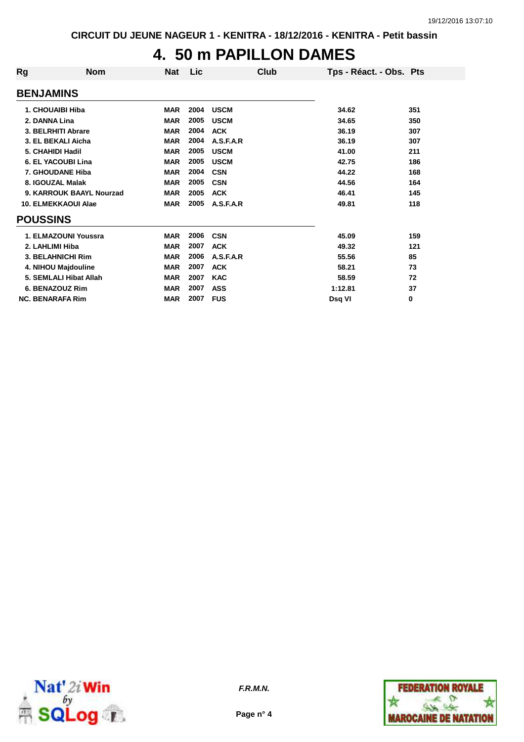CIRCUIT DU JEUNE NAGEUR 1 - KENITRA - 18/12/2016 - KENITRA - Petit bassin

# 4. 50 m PAPILLON DAMES

| Rg | Nom | Nat | Lic | Club | Tps - Réact. - Obs. | Pts |
|---|---|---|---|---|---|---|
| **BENJAMINS** | | | | | | |
| 1. | CHOUAIBI Hiba | MAR | 2004 | USCM | 34.62 | 351 |
| 2. | DANNA Lina | MAR | 2005 | USCM | 34.65 | 350 |
| 3. | BELRHITI Abrare | MAR | 2004 | ACK | 36.19 | 307 |
| 3. | EL BEKALI Aicha | MAR | 2004 | A.S.F.A.R | 36.19 | 307 |
| 5. | CHAHIDI Hadil | MAR | 2005 | USCM | 41.00 | 211 |
| 6. | EL YACOUBI Lina | MAR | 2005 | USCM | 42.75 | 186 |
| 7. | GHOUDANE Hiba | MAR | 2004 | CSN | 44.22 | 168 |
| 8. | IGOUZAL Malak | MAR | 2005 | CSN | 44.56 | 164 |
| 9. | KARROUK BAAYL Nourzad | MAR | 2005 | ACK | 46.41 | 145 |
| 10. | ELMEKKAOUI Alae | MAR | 2005 | A.S.F.A.R | 49.81 | 118 |
| **POUSSINS** | | | | | | |
| 1. | ELMAZOUNI Youssra | MAR | 2006 | CSN | 45.09 | 159 |
| 2. | LAHLIMI Hiba | MAR | 2007 | ACK | 49.32 | 121 |
| 3. | BELAHNICHI Rim | MAR | 2006 | A.S.F.A.R | 55.56 | 85 |
| 4. | NIHOU Majdouline | MAR | 2007 | ACK | 58.21 | 73 |
| 5. | SEMLALI Hibat Allah | MAR | 2007 | KAC | 58.59 | 72 |
| 6. | BENAZOUZ Rim | MAR | 2007 | ASS | 1:12.81 | 37 |
| NC. | BENARAFA Rim | MAR | 2007 | FUS | Dsq VI | 0 |

*F.R.M.N.*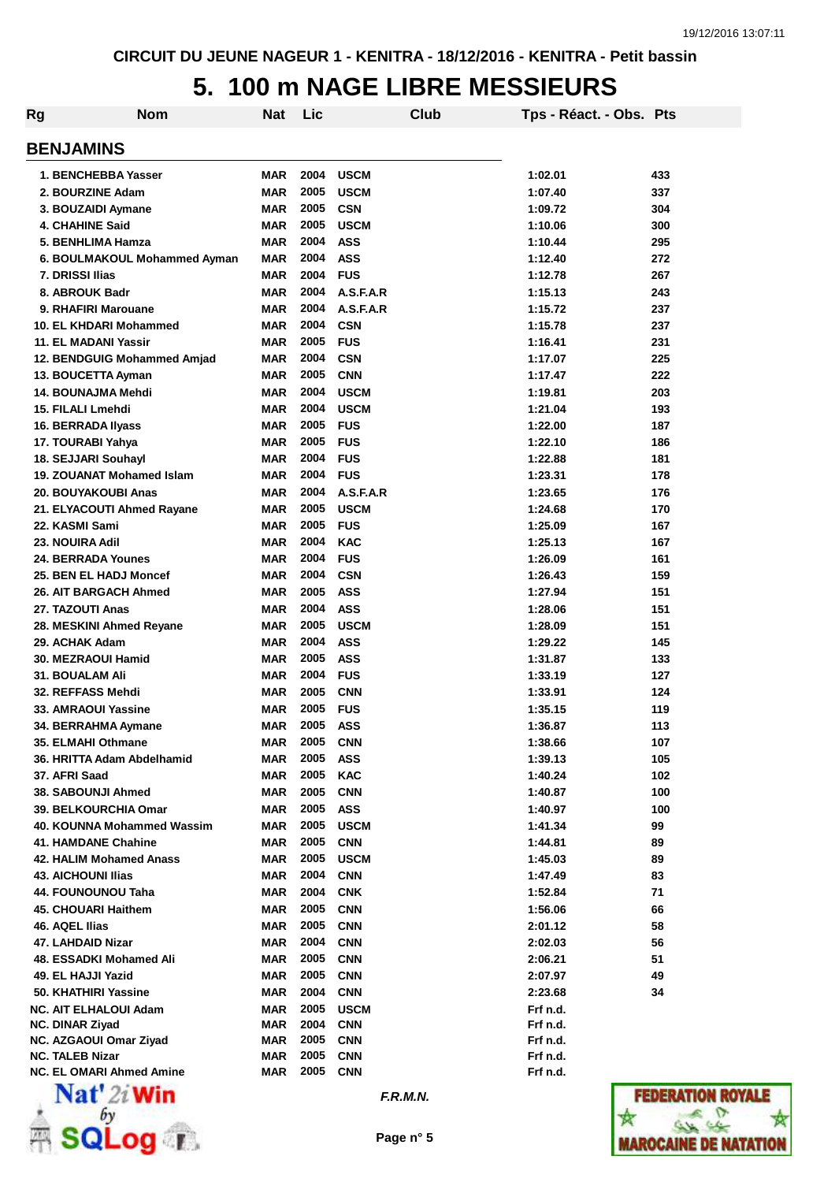CIRCUIT DU JEUNE NAGEUR 1 - KENITRA - 18/12/2016 - KENITRA - Petit bassin

# 5. 100 m NAGE LIBRE MESSIEURS

| Rg | Nom | Nat | Lic | Club | Tps - Réact. - Obs. | Pts |
|---|---|---|---|---|---|---|
| **BENJAMINS** | | | | | | |
| 1. | BENCHEBBA Yasser | MAR | 2004 | USCM | 1:02.01 | 433 |
| 2. | BOURZINE Adam | MAR | 2005 | USCM | 1:07.40 | 337 |
| 3. | BOUZAIDI Aymane | MAR | 2005 | CSN | 1:09.72 | 304 |
| 4. | CHAHINE Said | MAR | 2005 | USCM | 1:10.06 | 300 |
| 5. | BENHLIMA Hamza | MAR | 2004 | ASS | 1:10.44 | 295 |
| 6. | BOULMAKOUL Mohammed Ayman | MAR | 2004 | ASS | 1:12.40 | 272 |
| 7. | DRISSI Ilias | MAR | 2004 | FUS | 1:12.78 | 267 |
| 8. | ABROUK Badr | MAR | 2004 | A.S.F.A.R | 1:15.13 | 243 |
| 9. | RHAFIRI Marouane | MAR | 2004 | A.S.F.A.R | 1:15.72 | 237 |
| 10. | EL KHDARI Mohammed | MAR | 2004 | CSN | 1:15.78 | 237 |
| 11. | EL MADANI Yassir | MAR | 2005 | FUS | 1:16.41 | 231 |
| 12. | BENDGUIG Mohammed Amjad | MAR | 2004 | CSN | 1:17.07 | 225 |
| 13. | BOUCETTA Ayman | MAR | 2005 | CNN | 1:17.47 | 222 |
| 14. | BOUNAJMA Mehdi | MAR | 2004 | USCM | 1:19.81 | 203 |
| 15. | FILALI Lmehdi | MAR | 2004 | USCM | 1:21.04 | 193 |
| 16. | BERRADA Ilyass | MAR | 2005 | FUS | 1:22.00 | 187 |
| 17. | TOURABI Yahya | MAR | 2005 | FUS | 1:22.10 | 186 |
| 18. | SEJJARI Souhayl | MAR | 2004 | FUS | 1:22.88 | 181 |
| 19. | ZOUANAT Mohamed Islam | MAR | 2004 | FUS | 1:23.31 | 178 |
| 20. | BOUYAKOUBI Anas | MAR | 2004 | A.S.F.A.R | 1:23.65 | 176 |
| 21. | ELYACOUTI Ahmed Rayane | MAR | 2005 | USCM | 1:24.68 | 170 |
| 22. | KASMI Sami | MAR | 2005 | FUS | 1:25.09 | 167 |
| 23. | NOUIRA Adil | MAR | 2004 | KAC | 1:25.13 | 167 |
| 24. | BERRADA Younes | MAR | 2004 | FUS | 1:26.09 | 161 |
| 25. | BEN EL HADJ Moncef | MAR | 2004 | CSN | 1:26.43 | 159 |
| 26. | AIT BARGACH Ahmed | MAR | 2005 | ASS | 1:27.94 | 151 |
| 27. | TAZOUTI Anas | MAR | 2004 | ASS | 1:28.06 | 151 |
| 28. | MESKINI Ahmed Reyane | MAR | 2005 | USCM | 1:28.09 | 151 |
| 29. | ACHAK Adam | MAR | 2004 | ASS | 1:29.22 | 145 |
| 30. | MEZRAOUI Hamid | MAR | 2005 | ASS | 1:31.87 | 133 |
| 31. | BOUALAM Ali | MAR | 2004 | FUS | 1:33.19 | 127 |
| 32. | REFFASS Mehdi | MAR | 2005 | CNN | 1:33.91 | 124 |
| 33. | AMRAOUI Yassine | MAR | 2005 | FUS | 1:35.15 | 119 |
| 34. | BERRAHMA Aymane | MAR | 2005 | ASS | 1:36.87 | 113 |
| 35. | ELMAHI Othmane | MAR | 2005 | CNN | 1:38.66 | 107 |
| 36. | HRITTA Adam Abdelhamid | MAR | 2005 | ASS | 1:39.13 | 105 |
| 37. | AFRI Saad | MAR | 2005 | KAC | 1:40.24 | 102 |
| 38. | SABOUNJI Ahmed | MAR | 2005 | CNN | 1:40.87 | 100 |
| 39. | BELKOURCHIA Omar | MAR | 2005 | ASS | 1:40.97 | 100 |
| 40. | KOUNNA Mohammed Wassim | MAR | 2005 | USCM | 1:41.34 | 99 |
| 41. | HAMDANE Chahine | MAR | 2005 | CNN | 1:44.81 | 89 |
| 42. | HALIM Mohamed Anass | MAR | 2005 | USCM | 1:45.03 | 89 |
| 43. | AICHOUNI Ilias | MAR | 2004 | CNN | 1:47.49 | 83 |
| 44. | FOUNOUNOU Taha | MAR | 2004 | CNK | 1:52.84 | 71 |
| 45. | CHOUARI Haithem | MAR | 2005 | CNN | 1:56.06 | 66 |
| 46. | AQEL Ilias | MAR | 2005 | CNN | 2:01.12 | 58 |
| 47. | LAHDAID Nizar | MAR | 2004 | CNN | 2:02.03 | 56 |
| 48. | ESSADKI Mohamed Ali | MAR | 2005 | CNN | 2:06.21 | 51 |
| 49. | EL HAJJI Yazid | MAR | 2005 | CNN | 2:07.97 | 49 |
| 50. | KHATHIRI Yassine | MAR | 2004 | CNN | 2:23.68 | 34 |
| NC. | AIT ELHALOUI Adam | MAR | 2005 | USCM | Frf n.d. | |
| NC. | DINAR Ziyad | MAR | 2004 | CNN | Frf n.d. | |
| NC. | AZGAOUI Omar Ziyad | MAR | 2005 | CNN | Frf n.d. | |
| NC. | TALEB Nizar | MAR | 2005 | CNN | Frf n.d. | |
| NC. | EL OMARI Ahmed Amine | MAR | 2005 | CNN | Frf n.d. | |

*F.R.M.N.*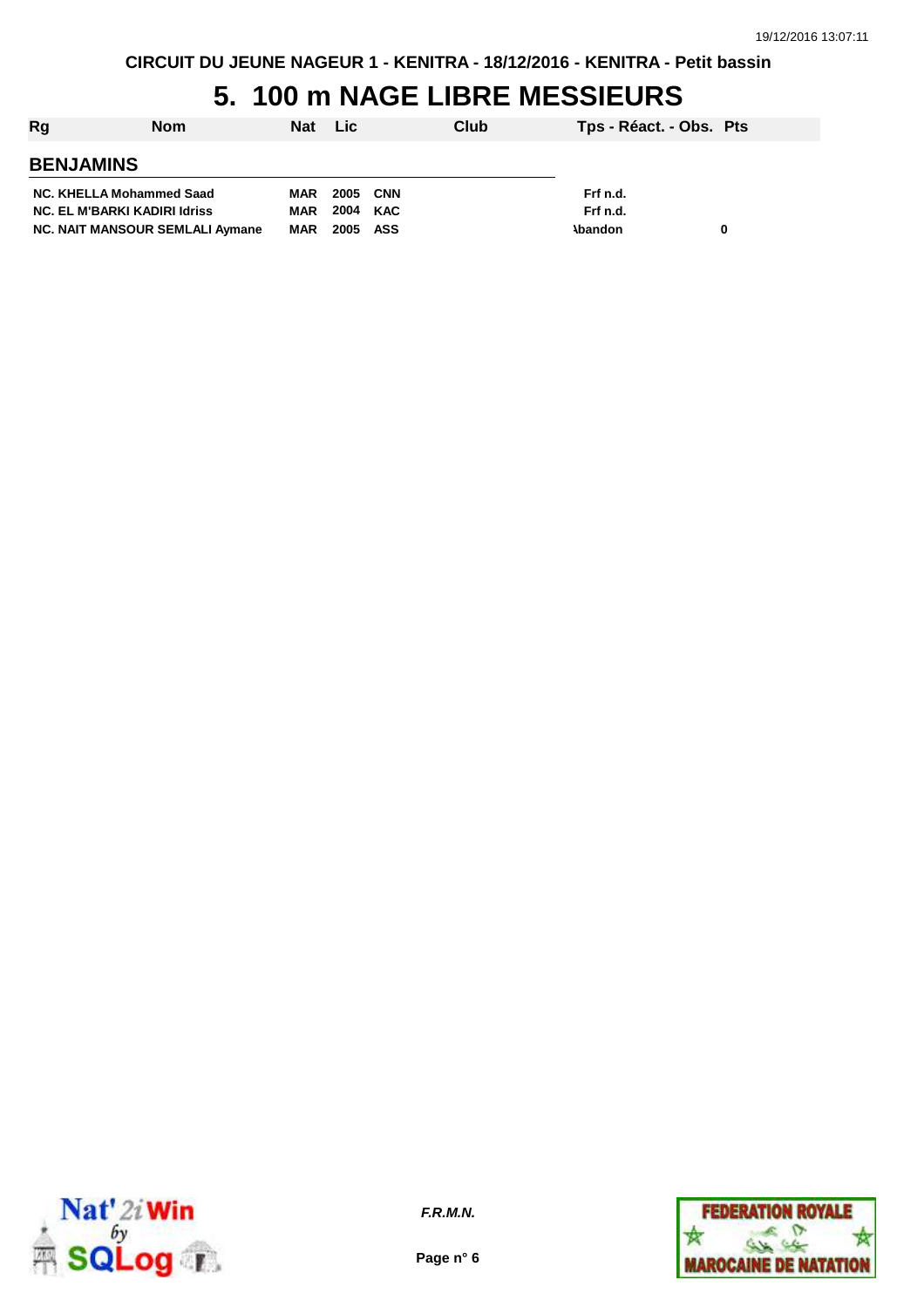CIRCUIT DU JEUNE NAGEUR 1 - KENITRA - 18/12/2016 - KENITRA - Petit bassin

# 5. 100 m NAGE LIBRE MESSIEURS

| Rg | Nom | Nat | Lic | Club | Tps - Réact. - Obs. | Pts |
|---|---|---|---|---|---|---|
| **BENJAMINS** | | | | | | |
| NC. | KHELLA Mohammed Saad | MAR | 2005 | CNN | Frf n.d. | |
| NC. | EL M'BARKI KADIRI Idriss | MAR | 2004 | KAC | Frf n.d. | |
| NC. | NAIT MANSOUR SEMLALI Aymane | MAR | 2005 | ASS | Abandon | 0 |

*F.R.M.N.*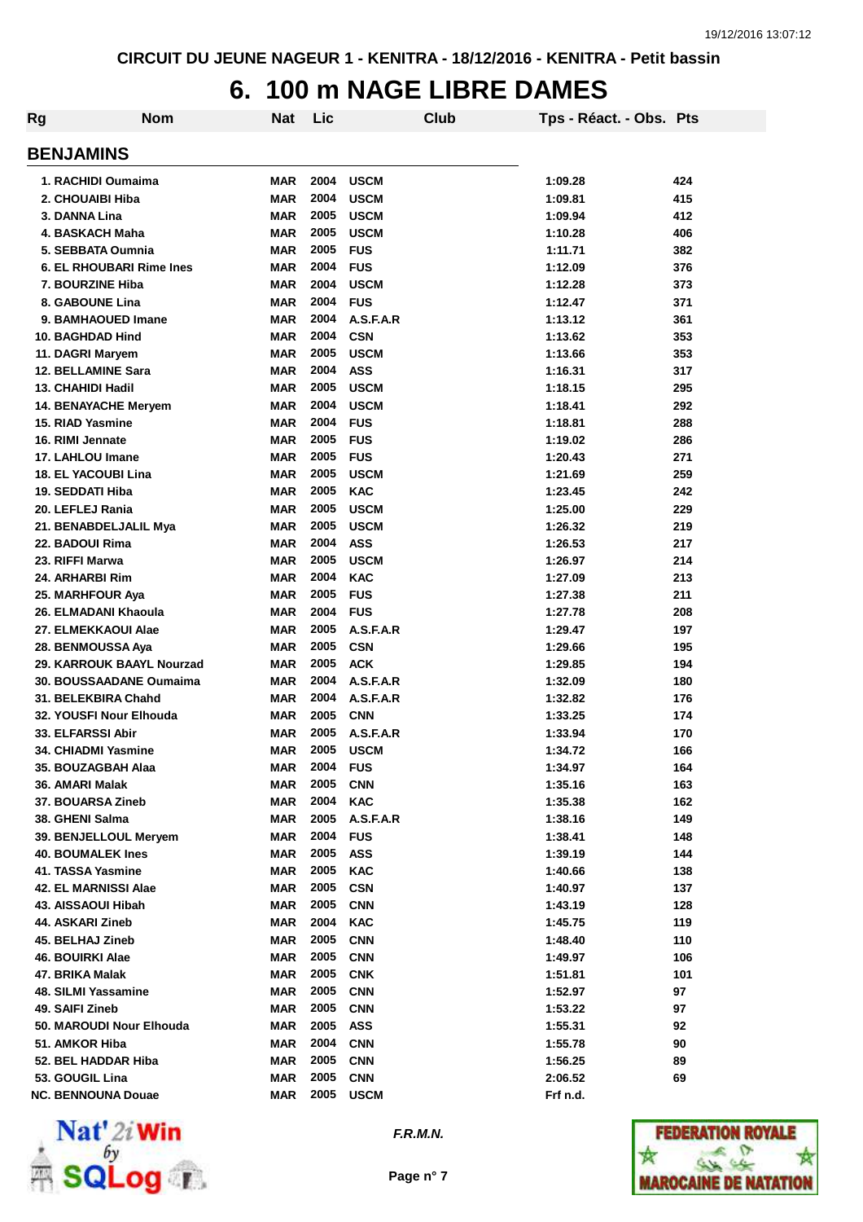CIRCUIT DU JEUNE NAGEUR 1 - KENITRA - 18/12/2016 - KENITRA - Petit bassin

# 6. 100 m NAGE LIBRE DAMES

| Rg | Nom | Nat | Lic | Club | Tps - Réact. - Obs. | Pts |
|---|---|---|---|---|---|---|
| **BENJAMINS** | | | | | | |
| 1. | RACHIDI Oumaima | MAR | 2004 | USCM | 1:09.28 | 424 |
| 2. | CHOUAIBI Hiba | MAR | 2004 | USCM | 1:09.81 | 415 |
| 3. | DANNA Lina | MAR | 2005 | USCM | 1:09.94 | 412 |
| 4. | BASKACH Maha | MAR | 2005 | USCM | 1:10.28 | 406 |
| 5. | SEBBATA Oumnia | MAR | 2005 | FUS | 1:11.71 | 382 |
| 6. | EL RHOUBARI Rime Ines | MAR | 2004 | FUS | 1:12.09 | 376 |
| 7. | BOURZINE Hiba | MAR | 2004 | USCM | 1:12.28 | 373 |
| 8. | GABOUNE Lina | MAR | 2004 | FUS | 1:12.47 | 371 |
| 9. | BAMHAOUED Imane | MAR | 2004 | A.S.F.A.R | 1:13.12 | 361 |
| 10. | BAGHDAD Hind | MAR | 2004 | CSN | 1:13.62 | 353 |
| 11. | DAGRI Maryem | MAR | 2005 | USCM | 1:13.66 | 353 |
| 12. | BELLAMINE Sara | MAR | 2004 | ASS | 1:16.31 | 317 |
| 13. | CHAHIDI Hadil | MAR | 2005 | USCM | 1:18.15 | 295 |
| 14. | BENAYACHE Meryem | MAR | 2004 | USCM | 1:18.41 | 292 |
| 15. | RIAD Yasmine | MAR | 2004 | FUS | 1:18.81 | 288 |
| 16. | RIMI Jennate | MAR | 2005 | FUS | 1:19.02 | 286 |
| 17. | LAHLOU Imane | MAR | 2005 | FUS | 1:20.43 | 271 |
| 18. | EL YACOUBI Lina | MAR | 2005 | USCM | 1:21.69 | 259 |
| 19. | SEDDATI Hiba | MAR | 2005 | KAC | 1:23.45 | 242 |
| 20. | LEFLEJ Rania | MAR | 2005 | USCM | 1:25.00 | 229 |
| 21. | BENABDELJALIL Mya | MAR | 2005 | USCM | 1:26.32 | 219 |
| 22. | BADOUI Rima | MAR | 2004 | ASS | 1:26.53 | 217 |
| 23. | RIFFI Marwa | MAR | 2005 | USCM | 1:26.97 | 214 |
| 24. | ARHARBI Rim | MAR | 2004 | KAC | 1:27.09 | 213 |
| 25. | MARHFOUR Aya | MAR | 2005 | FUS | 1:27.38 | 211 |
| 26. | ELMADANI Khaoula | MAR | 2004 | FUS | 1:27.78 | 208 |
| 27. | ELMEKKAOUI Alae | MAR | 2005 | A.S.F.A.R | 1:29.47 | 197 |
| 28. | BENMOUSSA Aya | MAR | 2005 | CSN | 1:29.66 | 195 |
| 29. | KARROUK BAAYL Nourzad | MAR | 2005 | ACK | 1:29.85 | 194 |
| 30. | BOUSSAADANE Oumaima | MAR | 2004 | A.S.F.A.R | 1:32.09 | 180 |
| 31. | BELEKBIRA Chahd | MAR | 2004 | A.S.F.A.R | 1:32.82 | 176 |
| 32. | YOUSFI Nour Elhouda | MAR | 2005 | CNN | 1:33.25 | 174 |
| 33. | ELFARSSI Abir | MAR | 2005 | A.S.F.A.R | 1:33.94 | 170 |
| 34. | CHIADMI Yasmine | MAR | 2005 | USCM | 1:34.72 | 166 |
| 35. | BOUZAGBAH Alaa | MAR | 2004 | FUS | 1:34.97 | 164 |
| 36. | AMARI Malak | MAR | 2005 | CNN | 1:35.16 | 163 |
| 37. | BOUARSA Zineb | MAR | 2004 | KAC | 1:35.38 | 162 |
| 38. | GHENI Salma | MAR | 2005 | A.S.F.A.R | 1:38.16 | 149 |
| 39. | BENJELLOUL Meryem | MAR | 2004 | FUS | 1:38.41 | 148 |
| 40. | BOUMALEK Ines | MAR | 2005 | ASS | 1:39.19 | 144 |
| 41. | TASSA Yasmine | MAR | 2005 | KAC | 1:40.66 | 138 |
| 42. | EL MARNISSI Alae | MAR | 2005 | CSN | 1:40.97 | 137 |
| 43. | AISSAOUI Hibah | MAR | 2005 | CNN | 1:43.19 | 128 |
| 44. | ASKARI Zineb | MAR | 2004 | KAC | 1:45.75 | 119 |
| 45. | BELHAJ Zineb | MAR | 2005 | CNN | 1:48.40 | 110 |
| 46. | BOUIRKI Alae | MAR | 2005 | CNN | 1:49.97 | 106 |
| 47. | BRIKA Malak | MAR | 2005 | CNK | 1:51.81 | 101 |
| 48. | SILMI Yassamine | MAR | 2005 | CNN | 1:52.97 | 97 |
| 49. | SAIFI Zineb | MAR | 2005 | CNN | 1:53.22 | 97 |
| 50. | MAROUDI Nour Elhouda | MAR | 2005 | ASS | 1:55.31 | 92 |
| 51. | AMKOR Hiba | MAR | 2004 | CNN | 1:55.78 | 90 |
| 52. | BEL HADDAR Hiba | MAR | 2005 | CNN | 1:56.25 | 89 |
| 53. | GOUGIL Lina | MAR | 2005 | CNN | 2:06.52 | 69 |
| NC. | BENNOUNA Douae | MAR | 2005 | USCM | Frf n.d. | |

*F.R.M.N.*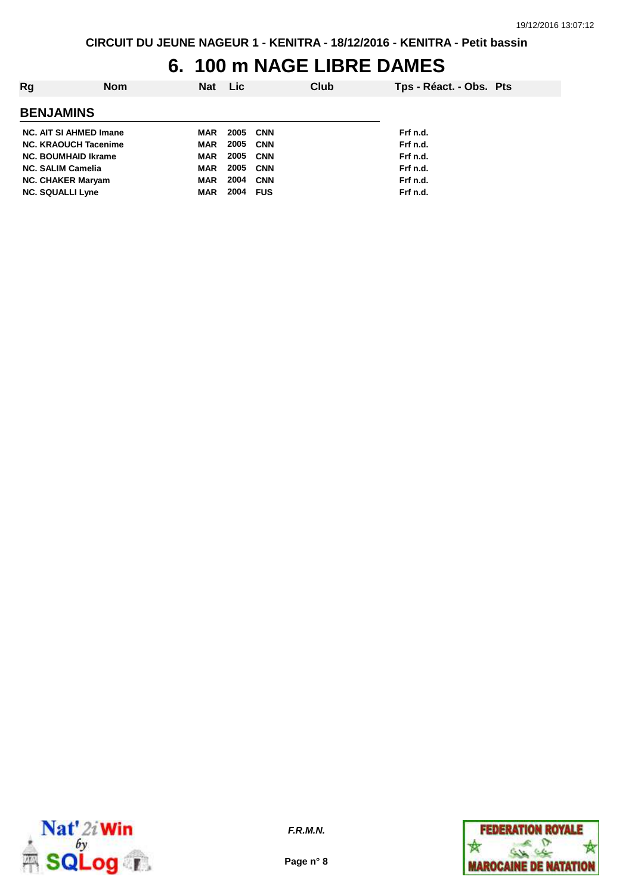CIRCUIT DU JEUNE NAGEUR 1 - KENITRA - 18/12/2016 - KENITRA - Petit bassin

# 6. 100 m NAGE LIBRE DAMES

| Rg | Nom | Nat | Lic | Club | Tps - Réact. - Obs. | Pts |
|---|---|---|---|---|---|---|

## BENJAMINS

| Rg | Nom | Nat | Lic | Club | Tps - Réact. - Obs. | Pts |
|---|---|---|---|---|---|---|
| NC. | AIT SI AHMED Imane | MAR | 2005 | CNN | Frf n.d. | |
| NC. | KRAOUCH Tacenime | MAR | 2005 | CNN | Frf n.d. | |
| NC. | BOUMHAID Ikrame | MAR | 2005 | CNN | Frf n.d. | |
| NC. | SALIM Camelia | MAR | 2005 | CNN | Frf n.d. | |
| NC. | CHAKER Maryam | MAR | 2004 | CNN | Frf n.d. | |
| NC. | SQUALLI Lyne | MAR | 2004 | FUS | Frf n.d. | |

*F.R.M.N.*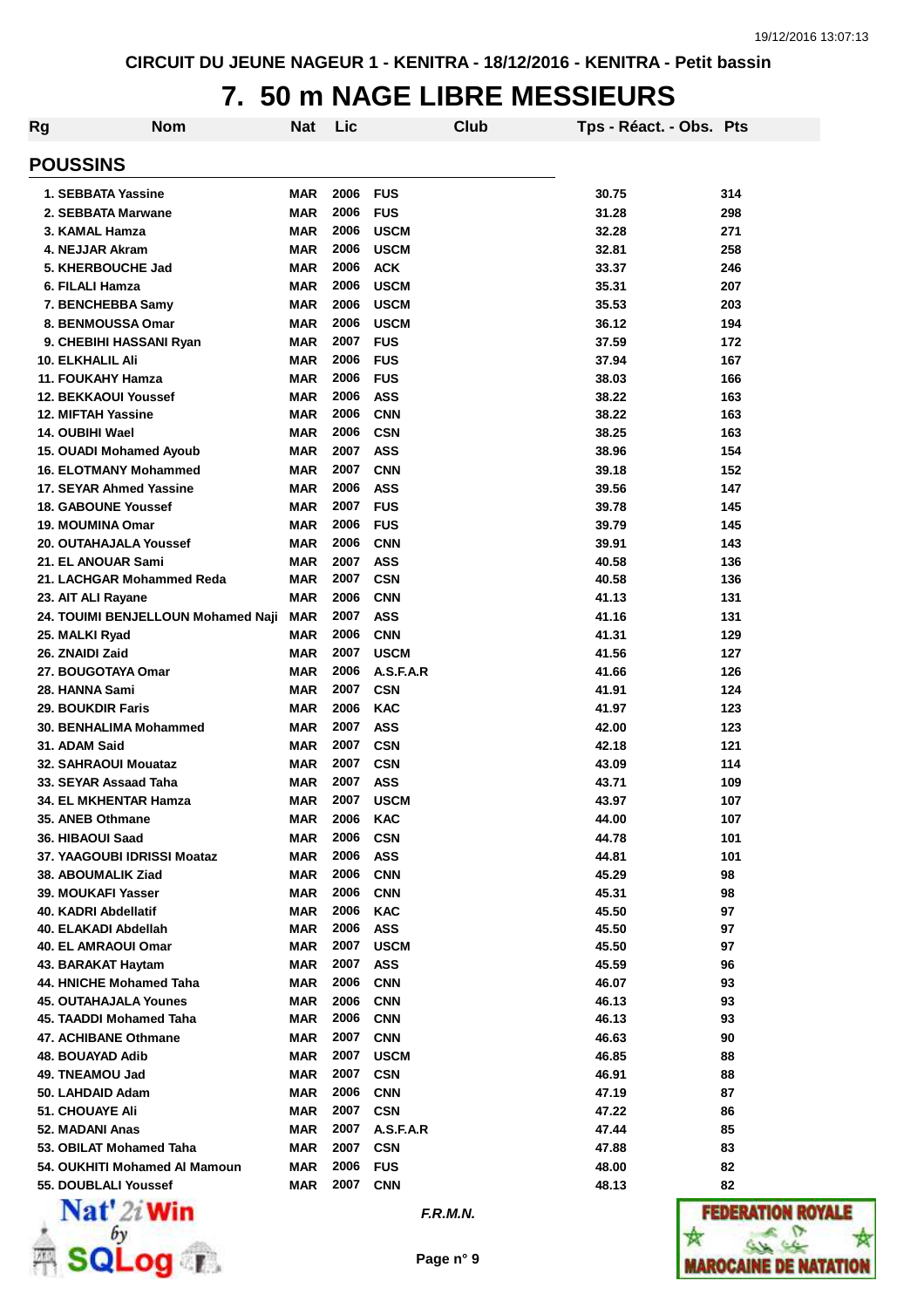CIRCUIT DU JEUNE NAGEUR 1 - KENITRA - 18/12/2016 - KENITRA - Petit bassin

# 7. 50 m NAGE LIBRE MESSIEURS

| Rg | Nom | Nat | Lic | Club | Tps - Réact. - Obs. | Pts |
|---|---|---|---|---|---|---|

## POUSSINS

| Rg | Nom | Nat | Lic | Club | Tps - Réact. - Obs. | Pts |
|---|---|---|---|---|---|---|
| 1. | SEBBATA Yassine | MAR | 2006 | FUS | 30.75 | 314 |
| 2. | SEBBATA Marwane | MAR | 2006 | FUS | 31.28 | 298 |
| 3. | KAMAL Hamza | MAR | 2006 | USCM | 32.28 | 271 |
| 4. | NEJJAR Akram | MAR | 2006 | USCM | 32.81 | 258 |
| 5. | KHERBOUCHE Jad | MAR | 2006 | ACK | 33.37 | 246 |
| 6. | FILALI Hamza | MAR | 2006 | USCM | 35.31 | 207 |
| 7. | BENCHEBBA Samy | MAR | 2006 | USCM | 35.53 | 203 |
| 8. | BENMOUSSA Omar | MAR | 2006 | USCM | 36.12 | 194 |
| 9. | CHEBIHI HASSANI Ryan | MAR | 2007 | FUS | 37.59 | 172 |
| 10. | ELKHALIL Ali | MAR | 2006 | FUS | 37.94 | 167 |
| 11. | FOUKAHY Hamza | MAR | 2006 | FUS | 38.03 | 166 |
| 12. | BEKKAOUI Youssef | MAR | 2006 | ASS | 38.22 | 163 |
| 12. | MIFTAH Yassine | MAR | 2006 | CNN | 38.22 | 163 |
| 14. | OUBIHI Wael | MAR | 2006 | CSN | 38.25 | 163 |
| 15. | OUADI Mohamed Ayoub | MAR | 2007 | ASS | 38.96 | 154 |
| 16. | ELOTMANY Mohammed | MAR | 2007 | CNN | 39.18 | 152 |
| 17. | SEYAR Ahmed Yassine | MAR | 2006 | ASS | 39.56 | 147 |
| 18. | GABOUNE Youssef | MAR | 2007 | FUS | 39.78 | 145 |
| 19. | MOUMINA Omar | MAR | 2006 | FUS | 39.79 | 145 |
| 20. | OUTAHAJALA Youssef | MAR | 2006 | CNN | 39.91 | 143 |
| 21. | EL ANOUAR Sami | MAR | 2007 | ASS | 40.58 | 136 |
| 21. | LACHGAR Mohammed Reda | MAR | 2007 | CSN | 40.58 | 136 |
| 23. | AIT ALI Rayane | MAR | 2006 | CNN | 41.13 | 131 |
| 24. | TOUIMI BENJELLOUN Mohamed Naji | MAR | 2007 | ASS | 41.16 | 131 |
| 25. | MALKI Ryad | MAR | 2006 | CNN | 41.31 | 129 |
| 26. | ZNAIDI Zaid | MAR | 2007 | USCM | 41.56 | 127 |
| 27. | BOUGOTAYA Omar | MAR | 2006 | A.S.F.A.R | 41.66 | 126 |
| 28. | HANNA Sami | MAR | 2007 | CSN | 41.91 | 124 |
| 29. | BOUKDIR Faris | MAR | 2006 | KAC | 41.97 | 123 |
| 30. | BENHALIMA Mohammed | MAR | 2007 | ASS | 42.00 | 123 |
| 31. | ADAM Said | MAR | 2007 | CSN | 42.18 | 121 |
| 32. | SAHRAOUI Mouataz | MAR | 2007 | CSN | 43.09 | 114 |
| 33. | SEYAR Assaad Taha | MAR | 2007 | ASS | 43.71 | 109 |
| 34. | EL MKHENTAR Hamza | MAR | 2007 | USCM | 43.97 | 107 |
| 35. | ANEB Othmane | MAR | 2006 | KAC | 44.00 | 107 |
| 36. | HIBAOUI Saad | MAR | 2006 | CSN | 44.78 | 101 |
| 37. | YAAGOUBI IDRISSI Moataz | MAR | 2006 | ASS | 44.81 | 101 |
| 38. | ABOUMALIK Ziad | MAR | 2006 | CNN | 45.29 | 98 |
| 39. | MOUKAFI Yasser | MAR | 2006 | CNN | 45.31 | 98 |
| 40. | KADRI Abdellatif | MAR | 2006 | KAC | 45.50 | 97 |
| 40. | ELAKADI Abdellah | MAR | 2006 | ASS | 45.50 | 97 |
| 40. | EL AMRAOUI Omar | MAR | 2007 | USCM | 45.50 | 97 |
| 43. | BARAKAT Haytam | MAR | 2007 | ASS | 45.59 | 96 |
| 44. | HNICHE Mohamed Taha | MAR | 2006 | CNN | 46.07 | 93 |
| 45. | OUTAHAJALA Younes | MAR | 2006 | CNN | 46.13 | 93 |
| 45. | TAADDI Mohamed Taha | MAR | 2006 | CNN | 46.13 | 93 |
| 47. | ACHIBANE Othmane | MAR | 2007 | CNN | 46.63 | 90 |
| 48. | BOUAYAD Adib | MAR | 2007 | USCM | 46.85 | 88 |
| 49. | TNEAMOU Jad | MAR | 2007 | CSN | 46.91 | 88 |
| 50. | LAHDAID Adam | MAR | 2006 | CNN | 47.19 | 87 |
| 51. | CHOUAYE Ali | MAR | 2007 | CSN | 47.22 | 86 |
| 52. | MADANI Anas | MAR | 2007 | A.S.F.A.R | 47.44 | 85 |
| 53. | OBILAT Mohamed Taha | MAR | 2007 | CSN | 47.88 | 83 |
| 54. | OUKHITI Mohamed Al Mamoun | MAR | 2006 | FUS | 48.00 | 82 |
| 55. | DOUBLALI Youssef | MAR | 2007 | CNN | 48.13 | 82 |

*F.R.M.N.*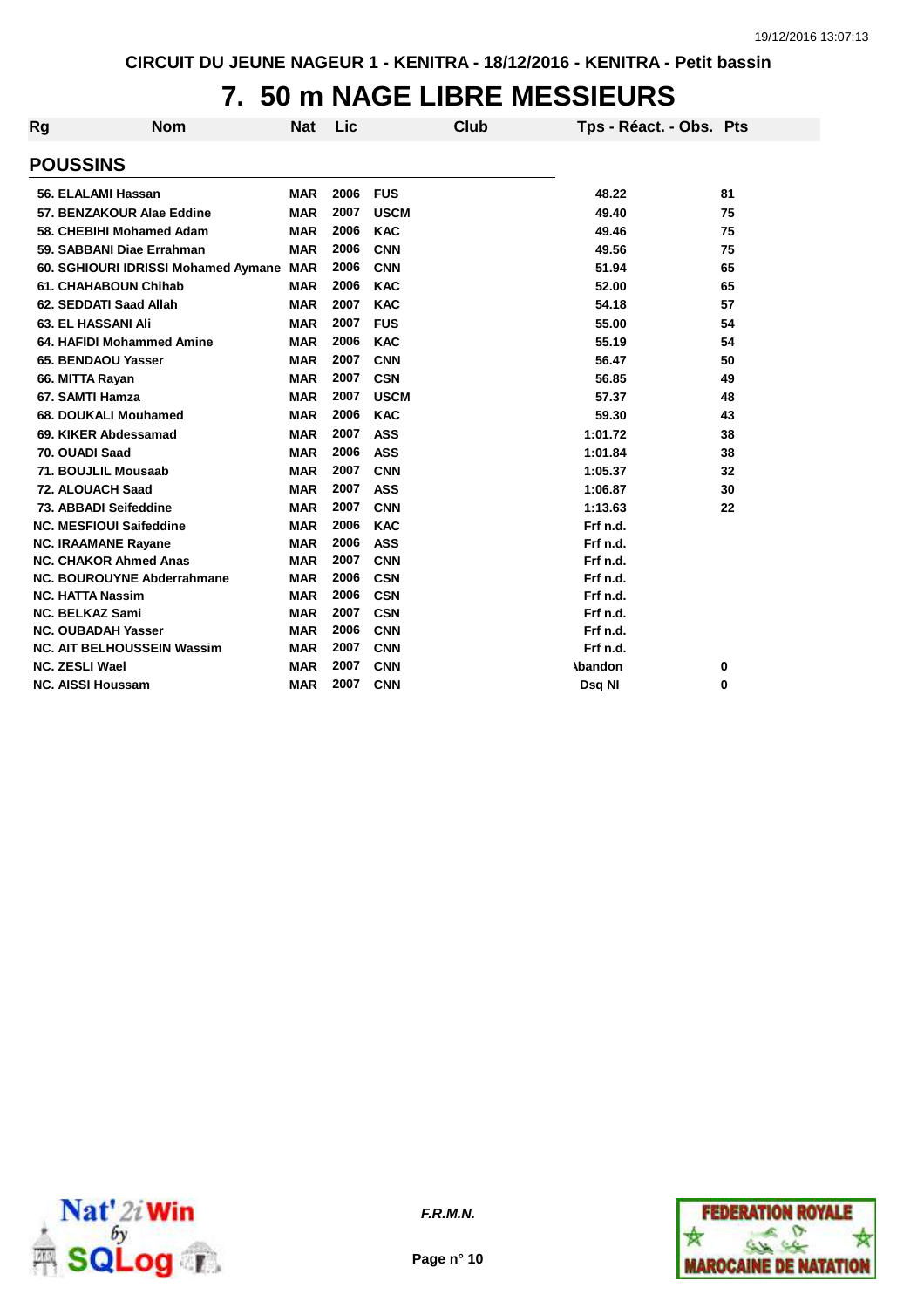CIRCUIT DU JEUNE NAGEUR 1 - KENITRA - 18/12/2016 - KENITRA - Petit bassin

# 7. 50 m NAGE LIBRE MESSIEURS

| Rg | Nom | Nat | Lic | Club | Tps - Réact. - Obs. | Pts |
|---|---|---|---|---|---|---|
| **POUSSINS** | | | | | | |
| 56. | ELALAMI Hassan | MAR | 2006 | FUS | 48.22 | 81 |
| 57. | BENZAKOUR Alae Eddine | MAR | 2007 | USCM | 49.40 | 75 |
| 58. | CHEBIHI Mohamed Adam | MAR | 2006 | KAC | 49.46 | 75 |
| 59. | SABBANI Diae Errahman | MAR | 2006 | CNN | 49.56 | 75 |
| 60. | SGHIOURI IDRISSI Mohamed Aymane | MAR | 2006 | CNN | 51.94 | 65 |
| 61. | CHAHABOUN Chihab | MAR | 2006 | KAC | 52.00 | 65 |
| 62. | SEDDATI Saad Allah | MAR | 2007 | KAC | 54.18 | 57 |
| 63. | EL HASSANI Ali | MAR | 2007 | FUS | 55.00 | 54 |
| 64. | HAFIDI Mohammed Amine | MAR | 2006 | KAC | 55.19 | 54 |
| 65. | BENDAOU Yasser | MAR | 2007 | CNN | 56.47 | 50 |
| 66. | MITTA Rayan | MAR | 2007 | CSN | 56.85 | 49 |
| 67. | SAMTI Hamza | MAR | 2007 | USCM | 57.37 | 48 |
| 68. | DOUKALI Mouhamed | MAR | 2006 | KAC | 59.30 | 43 |
| 69. | KIKER Abdessamad | MAR | 2007 | ASS | 1:01.72 | 38 |
| 70. | OUADI Saad | MAR | 2006 | ASS | 1:01.84 | 38 |
| 71. | BOUJLIL Mousaab | MAR | 2007 | CNN | 1:05.37 | 32 |
| 72. | ALOUACH Saad | MAR | 2007 | ASS | 1:06.87 | 30 |
| 73. | ABBADI Seifeddine | MAR | 2007 | CNN | 1:13.63 | 22 |
| NC. | MESFIOUI Saifeddine | MAR | 2006 | KAC | Frf n.d. | |
| NC. | IRAAMANE Rayane | MAR | 2006 | ASS | Frf n.d. | |
| NC. | CHAKOR Ahmed Anas | MAR | 2007 | CNN | Frf n.d. | |
| NC. | BOUROUYNE Abderrahmane | MAR | 2006 | CSN | Frf n.d. | |
| NC. | HATTA Nassim | MAR | 2006 | CSN | Frf n.d. | |
| NC. | BELKAZ Sami | MAR | 2007 | CSN | Frf n.d. | |
| NC. | OUBADAH Yasser | MAR | 2006 | CNN | Frf n.d. | |
| NC. | AIT BELHOUSSEIN Wassim | MAR | 2007 | CNN | Frf n.d. | |
| NC. | ZESLI Wael | MAR | 2007 | CNN | Abandon | 0 |
| NC. | AISSI Houssam | MAR | 2007 | CNN | Dsq NI | 0 |

*F.R.M.N.*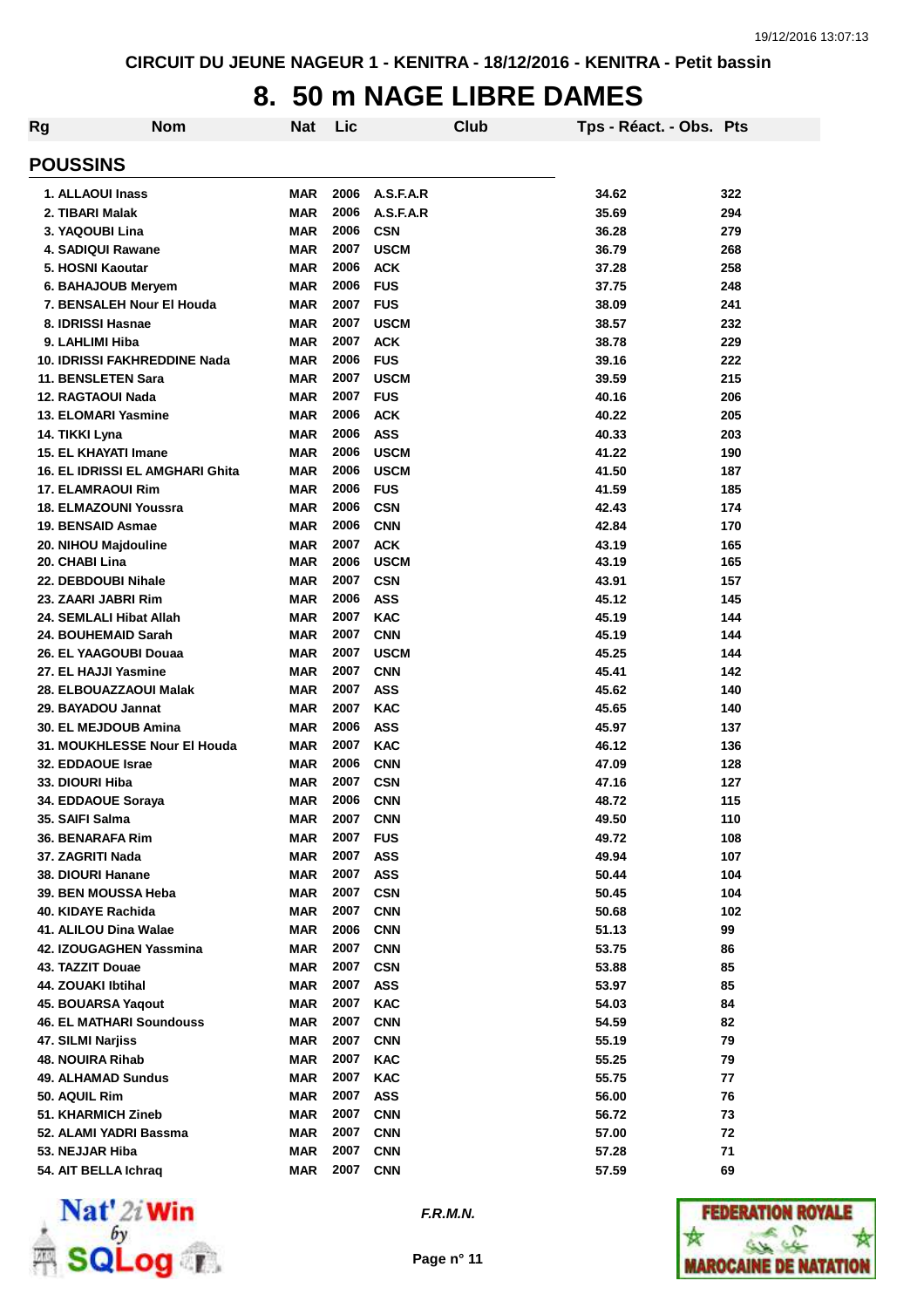CIRCUIT DU JEUNE NAGEUR 1 - KENITRA - 18/12/2016 - KENITRA - Petit bassin

# 8. 50 m NAGE LIBRE DAMES

## POUSSINS

| Rg | Nom | Nat | Lic | Club | Tps - Réact. - Obs. | Pts |
|---|---|---|---|---|---|---|
| 1. | ALLAOUI Inass | MAR | 2006 | A.S.F.A.R | 34.62 | 322 |
| 2. | TIBARI Malak | MAR | 2006 | A.S.F.A.R | 35.69 | 294 |
| 3. | YAQOUBI Lina | MAR | 2006 | CSN | 36.28 | 279 |
| 4. | SADIQUI Rawane | MAR | 2007 | USCM | 36.79 | 268 |
| 5. | HOSNI Kaoutar | MAR | 2006 | ACK | 37.28 | 258 |
| 6. | BAHAJOUB Meryem | MAR | 2006 | FUS | 37.75 | 248 |
| 7. | BENSALEH Nour El Houda | MAR | 2007 | FUS | 38.09 | 241 |
| 8. | IDRISSI Hasnae | MAR | 2007 | USCM | 38.57 | 232 |
| 9. | LAHLIMI Hiba | MAR | 2007 | ACK | 38.78 | 229 |
| 10. | IDRISSI FAKHREDDINE Nada | MAR | 2006 | FUS | 39.16 | 222 |
| 11. | BENSLETEN Sara | MAR | 2007 | USCM | 39.59 | 215 |
| 12. | RAGTAOUI Nada | MAR | 2007 | FUS | 40.16 | 206 |
| 13. | ELOMARI Yasmine | MAR | 2006 | ACK | 40.22 | 205 |
| 14. | TIKKI Lyna | MAR | 2006 | ASS | 40.33 | 203 |
| 15. | EL KHAYATI Imane | MAR | 2006 | USCM | 41.22 | 190 |
| 16. | EL IDRISSI EL AMGHARI Ghita | MAR | 2006 | USCM | 41.50 | 187 |
| 17. | ELAMRAOUI Rim | MAR | 2006 | FUS | 41.59 | 185 |
| 18. | ELMAZOUNI Youssra | MAR | 2006 | CSN | 42.43 | 174 |
| 19. | BENSAID Asmae | MAR | 2006 | CNN | 42.84 | 170 |
| 20. | NIHOU Majdouline | MAR | 2007 | ACK | 43.19 | 165 |
| 20. | CHABI Lina | MAR | 2006 | USCM | 43.19 | 165 |
| 22. | DEBDOUBI Nihale | MAR | 2007 | CSN | 43.91 | 157 |
| 23. | ZAARI JABRI Rim | MAR | 2006 | ASS | 45.12 | 145 |
| 24. | SEMLALI Hibat Allah | MAR | 2007 | KAC | 45.19 | 144 |
| 24. | BOUHEMAID Sarah | MAR | 2007 | CNN | 45.19 | 144 |
| 26. | EL YAAGOUBI Douaa | MAR | 2007 | USCM | 45.25 | 144 |
| 27. | EL HAJJI Yasmine | MAR | 2007 | CNN | 45.41 | 142 |
| 28. | ELBOUAZZAOUI Malak | MAR | 2007 | ASS | 45.62 | 140 |
| 29. | BAYADOU Jannat | MAR | 2007 | KAC | 45.65 | 140 |
| 30. | EL MEJDOUB Amina | MAR | 2006 | ASS | 45.97 | 137 |
| 31. | MOUKHLESSE Nour El Houda | MAR | 2007 | KAC | 46.12 | 136 |
| 32. | EDDAOUE Israe | MAR | 2006 | CNN | 47.09 | 128 |
| 33. | DIOURI Hiba | MAR | 2007 | CSN | 47.16 | 127 |
| 34. | EDDAOUE Soraya | MAR | 2006 | CNN | 48.72 | 115 |
| 35. | SAIFI Salma | MAR | 2007 | CNN | 49.50 | 110 |
| 36. | BENARAFA Rim | MAR | 2007 | FUS | 49.72 | 108 |
| 37. | ZAGRITI Nada | MAR | 2007 | ASS | 49.94 | 107 |
| 38. | DIOURI Hanane | MAR | 2007 | ASS | 50.44 | 104 |
| 39. | BEN MOUSSA Heba | MAR | 2007 | CSN | 50.45 | 104 |
| 40. | KIDAYE Rachida | MAR | 2007 | CNN | 50.68 | 102 |
| 41. | ALILOU Dina Walae | MAR | 2006 | CNN | 51.13 | 99 |
| 42. | IZOUGAGHEN Yassmina | MAR | 2007 | CNN | 53.75 | 86 |
| 43. | TAZZIT Douae | MAR | 2007 | CSN | 53.88 | 85 |
| 44. | ZOUAKI Ibtihal | MAR | 2007 | ASS | 53.97 | 85 |
| 45. | BOUARSA Yaqout | MAR | 2007 | KAC | 54.03 | 84 |
| 46. | EL MATHARI Soundouss | MAR | 2007 | CNN | 54.59 | 82 |
| 47. | SILMI Narjiss | MAR | 2007 | CNN | 55.19 | 79 |
| 48. | NOUIRA Rihab | MAR | 2007 | KAC | 55.25 | 79 |
| 49. | ALHAMAD Sundus | MAR | 2007 | KAC | 55.75 | 77 |
| 50. | AQUIL Rim | MAR | 2007 | ASS | 56.00 | 76 |
| 51. | KHARMICH Zineb | MAR | 2007 | CNN | 56.72 | 73 |
| 52. | ALAMI YADRI Bassma | MAR | 2007 | CNN | 57.00 | 72 |
| 53. | NEJJAR Hiba | MAR | 2007 | CNN | 57.28 | 71 |
| 54. | AIT BELLA Ichraq | MAR | 2007 | CNN | 57.59 | 69 |

*F.R.M.N.*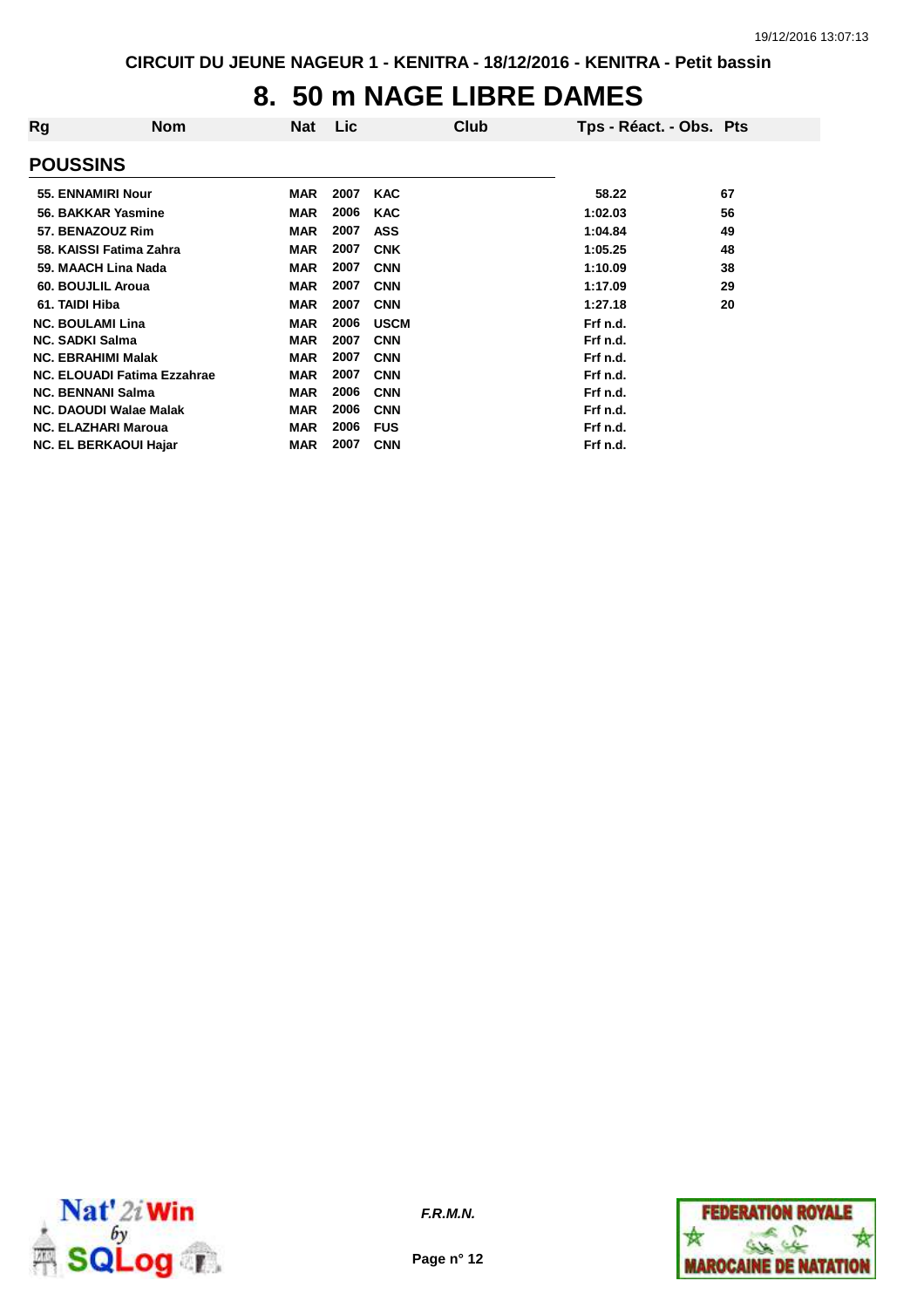# 8. 50 m NAGE LIBRE DAMES

| Rg | Nom | Nat | Lic | Club | Tps - Réact. - Obs. | Pts |
|---|---|---|---|---|---|---|
| **POUSSINS** | | | | | | |
| 55. | ENNAMIRI Nour | MAR | 2007 | KAC | 58.22 | 67 |
| 56. | BAKKAR Yasmine | MAR | 2006 | KAC | 1:02.03 | 56 |
| 57. | BENAZOUZ Rim | MAR | 2007 | ASS | 1:04.84 | 49 |
| 58. | KAISSI Fatima Zahra | MAR | 2007 | CNK | 1:05.25 | 48 |
| 59. | MAACH Lina Nada | MAR | 2007 | CNN | 1:10.09 | 38 |
| 60. | BOUJLIL Aroua | MAR | 2007 | CNN | 1:17.09 | 29 |
| 61. | TAIDI Hiba | MAR | 2007 | CNN | 1:27.18 | 20 |
| NC. | BOULAMI Lina | MAR | 2006 | USCM | Frf n.d. | |
| NC. | SADKI Salma | MAR | 2007 | CNN | Frf n.d. | |
| NC. | EBRAHIMI Malak | MAR | 2007 | CNN | Frf n.d. | |
| NC. | ELOUADI Fatima Ezzahrae | MAR | 2007 | CNN | Frf n.d. | |
| NC. | BENNANI Salma | MAR | 2006 | CNN | Frf n.d. | |
| NC. | DAOUDI Walae Malak | MAR | 2006 | CNN | Frf n.d. | |
| NC. | ELAZHARI Maroua | MAR | 2006 | FUS | Frf n.d. | |
| NC. | EL BERKAOUI Hajar | MAR | 2007 | CNN | Frf n.d. | |

*F.R.M.N.*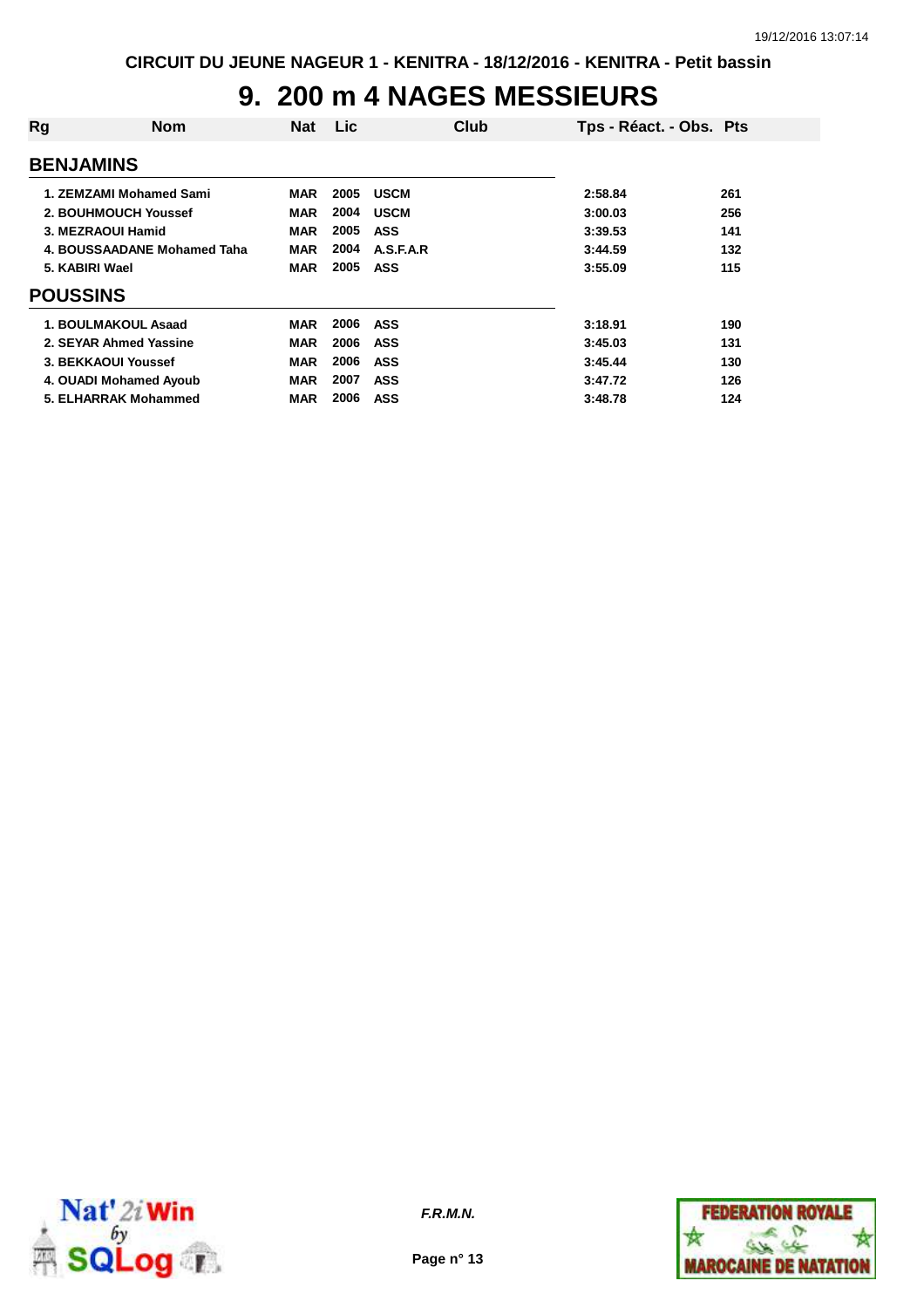CIRCUIT DU JEUNE NAGEUR 1 - KENITRA - 18/12/2016 - KENITRA - Petit bassin

# 9. 200 m 4 NAGES MESSIEURS

| Rg | Nom | Nat | Lic | Club | Tps - Réact. - Obs. | Pts |
|---|---|---|---|---|---|---|
| **BENJAMINS** | | | | | | |
| 1. | ZEMZAMI Mohamed Sami | MAR | 2005 | USCM | 2:58.84 | 261 |
| 2. | BOUHMOUCH Youssef | MAR | 2004 | USCM | 3:00.03 | 256 |
| 3. | MEZRAOUI Hamid | MAR | 2005 | ASS | 3:39.53 | 141 |
| 4. | BOUSSAADANE Mohamed Taha | MAR | 2004 | A.S.F.A.R | 3:44.59 | 132 |
| 5. | KABIRI Wael | MAR | 2005 | ASS | 3:55.09 | 115 |
| **POUSSINS** | | | | | | |
| 1. | BOULMAKOUL Asaad | MAR | 2006 | ASS | 3:18.91 | 190 |
| 2. | SEYAR Ahmed Yassine | MAR | 2006 | ASS | 3:45.03 | 131 |
| 3. | BEKKAOUI Youssef | MAR | 2006 | ASS | 3:45.44 | 130 |
| 4. | OUADI Mohamed Ayoub | MAR | 2007 | ASS | 3:47.72 | 126 |
| 5. | ELHARRAK Mohammed | MAR | 2006 | ASS | 3:48.78 | 124 |

*F.R.M.N.*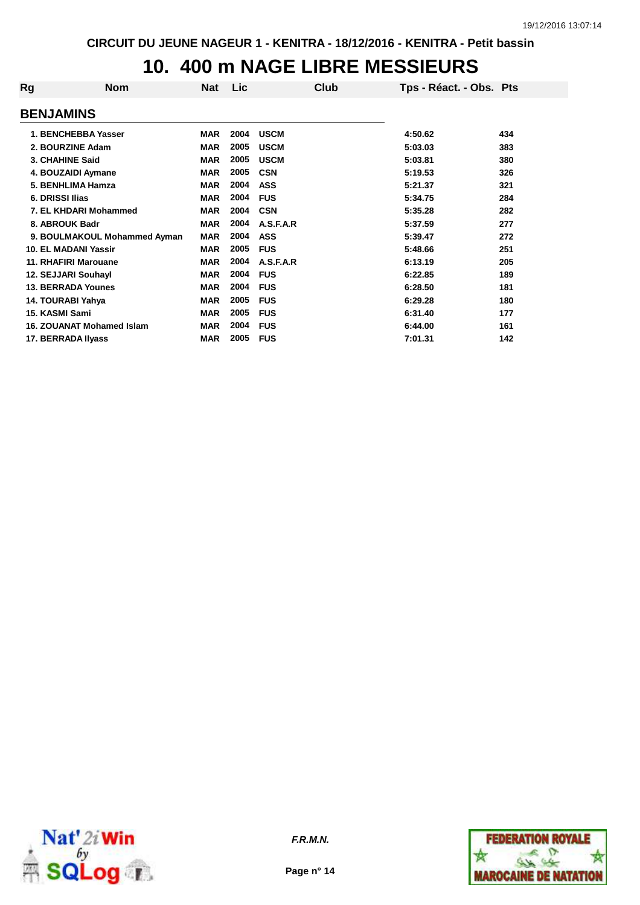CIRCUIT DU JEUNE NAGEUR 1 - KENITRA - 18/12/2016 - KENITRA - Petit bassin

# 10. 400 m NAGE LIBRE MESSIEURS

| Rg | Nom | Nat | Lic | Club | Tps - Réact. - Obs. | Pts |
|---|---|---|---|---|---|---|
| **BENJAMINS** | | | | | | |
| 1. | BENCHEBBA Yasser | MAR | 2004 | USCM | 4:50.62 | 434 |
| 2. | BOURZINE Adam | MAR | 2005 | USCM | 5:03.03 | 383 |
| 3. | CHAHINE Said | MAR | 2005 | USCM | 5:03.81 | 380 |
| 4. | BOUZAIDI Aymane | MAR | 2005 | CSN | 5:19.53 | 326 |
| 5. | BENHLIMA Hamza | MAR | 2004 | ASS | 5:21.37 | 321 |
| 6. | DRISSI Ilias | MAR | 2004 | FUS | 5:34.75 | 284 |
| 7. | EL KHDARI Mohammed | MAR | 2004 | CSN | 5:35.28 | 282 |
| 8. | ABROUK Badr | MAR | 2004 | A.S.F.A.R | 5:37.59 | 277 |
| 9. | BOULMAKOUL Mohammed Ayman | MAR | 2004 | ASS | 5:39.47 | 272 |
| 10. | EL MADANI Yassir | MAR | 2005 | FUS | 5:48.66 | 251 |
| 11. | RHAFIRI Marouane | MAR | 2004 | A.S.F.A.R | 6:13.19 | 205 |
| 12. | SEJJARI Souhayl | MAR | 2004 | FUS | 6:22.85 | 189 |
| 13. | BERRADA Younes | MAR | 2004 | FUS | 6:28.50 | 181 |
| 14. | TOURABI Yahya | MAR | 2005 | FUS | 6:29.28 | 180 |
| 15. | KASMI Sami | MAR | 2005 | FUS | 6:31.40 | 177 |
| 16. | ZOUANAT Mohamed Islam | MAR | 2004 | FUS | 6:44.00 | 161 |
| 17. | BERRADA Ilyass | MAR | 2005 | FUS | 7:01.31 | 142 |

*F.R.M.N.*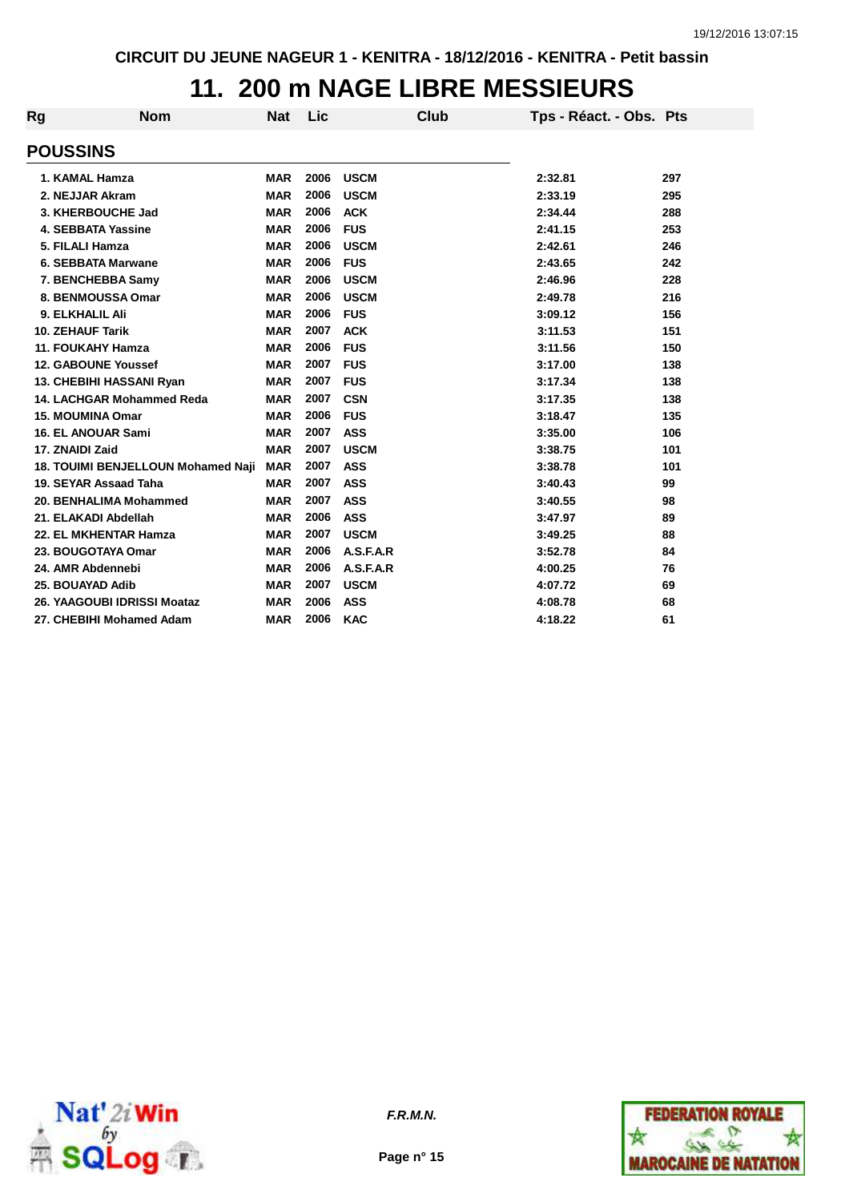CIRCUIT DU JEUNE NAGEUR 1 - KENITRA - 18/12/2016 - KENITRA - Petit bassin

# 11. 200 m NAGE LIBRE MESSIEURS

| Rg | Nom | Nat | Lic | Club | Tps - Réact. - Obs. | Pts |
|---|---|---|---|---|---|---|

## POUSSINS

| Rg | Nom | Nat | Lic | Club | Tps - Réact. - Obs. | Pts |
|---|---|---|---|---|---|---|
| 1. | KAMAL Hamza | MAR | 2006 | USCM | 2:32.81 | 297 |
| 2. | NEJJAR Akram | MAR | 2006 | USCM | 2:33.19 | 295 |
| 3. | KHERBOUCHE Jad | MAR | 2006 | ACK | 2:34.44 | 288 |
| 4. | SEBBATA Yassine | MAR | 2006 | FUS | 2:41.15 | 253 |
| 5. | FILALI Hamza | MAR | 2006 | USCM | 2:42.61 | 246 |
| 6. | SEBBATA Marwane | MAR | 2006 | FUS | 2:43.65 | 242 |
| 7. | BENCHEBBA Samy | MAR | 2006 | USCM | 2:46.96 | 228 |
| 8. | BENMOUSSA Omar | MAR | 2006 | USCM | 2:49.78 | 216 |
| 9. | ELKHALIL Ali | MAR | 2006 | FUS | 3:09.12 | 156 |
| 10. | ZEHAUF Tarik | MAR | 2007 | ACK | 3:11.53 | 151 |
| 11. | FOUKAHY Hamza | MAR | 2006 | FUS | 3:11.56 | 150 |
| 12. | GABOUNE Youssef | MAR | 2007 | FUS | 3:17.00 | 138 |
| 13. | CHEBIHI HASSANI Ryan | MAR | 2007 | FUS | 3:17.34 | 138 |
| 14. | LACHGAR Mohammed Reda | MAR | 2007 | CSN | 3:17.35 | 138 |
| 15. | MOUMINA Omar | MAR | 2006 | FUS | 3:18.47 | 135 |
| 16. | EL ANOUAR Sami | MAR | 2007 | ASS | 3:35.00 | 106 |
| 17. | ZNAIDI Zaid | MAR | 2007 | USCM | 3:38.75 | 101 |
| 18. | TOUIMI BENJELLOUN Mohamed Naji | MAR | 2007 | ASS | 3:38.78 | 101 |
| 19. | SEYAR Assaad Taha | MAR | 2007 | ASS | 3:40.43 | 99 |
| 20. | BENHALIMA Mohammed | MAR | 2007 | ASS | 3:40.55 | 98 |
| 21. | ELAKADI Abdellah | MAR | 2006 | ASS | 3:47.97 | 89 |
| 22. | EL MKHENTAR Hamza | MAR | 2007 | USCM | 3:49.25 | 88 |
| 23. | BOUGOTAYA Omar | MAR | 2006 | A.S.F.A.R | 3:52.78 | 84 |
| 24. | AMR Abdennebi | MAR | 2006 | A.S.F.A.R | 4:00.25 | 76 |
| 25. | BOUAYAD Adib | MAR | 2007 | USCM | 4:07.72 | 69 |
| 26. | YAAGOUBI IDRISSI Moataz | MAR | 2006 | ASS | 4:08.78 | 68 |
| 27. | CHEBIHI Mohamed Adam | MAR | 2006 | KAC | 4:18.22 | 61 |

*F.R.M.N.*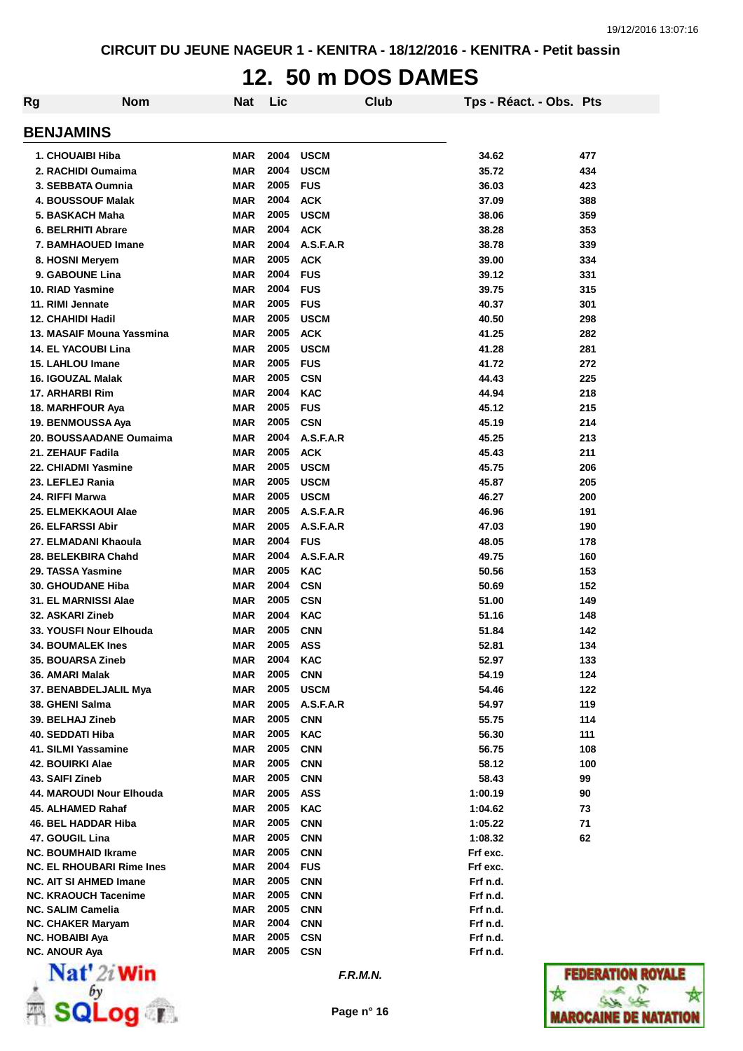CIRCUIT DU JEUNE NAGEUR 1 - KENITRA - 18/12/2016 - KENITRA - Petit bassin

# 12. 50 m DOS DAMES

| Rg | Nom | Nat | Lic | Club | Tps - Réact. - Obs. | Pts |
|---|---|---|---|---|---|---|
| **BENJAMINS** | | | | | | |
| 1. CHOUAIBI Hiba | | MAR | 2004 | USCM | 34.62 | 477 |
| 2. RACHIDI Oumaima | | MAR | 2004 | USCM | 35.72 | 434 |
| 3. SEBBATA Oumnia | | MAR | 2005 | FUS | 36.03 | 423 |
| 4. BOUSSOUF Malak | | MAR | 2004 | ACK | 37.09 | 388 |
| 5. BASKACH Maha | | MAR | 2005 | USCM | 38.06 | 359 |
| 6. BELRHITI Abrare | | MAR | 2004 | ACK | 38.28 | 353 |
| 7. BAMHAOUED Imane | | MAR | 2004 | A.S.F.A.R | 38.78 | 339 |
| 8. HOSNI Meryem | | MAR | 2005 | ACK | 39.00 | 334 |
| 9. GABOUNE Lina | | MAR | 2004 | FUS | 39.12 | 331 |
| 10. RIAD Yasmine | | MAR | 2004 | FUS | 39.75 | 315 |
| 11. RIMI Jennate | | MAR | 2005 | FUS | 40.37 | 301 |
| 12. CHAHIDI Hadil | | MAR | 2005 | USCM | 40.50 | 298 |
| 13. MASAIF Mouna Yassmina | | MAR | 2005 | ACK | 41.25 | 282 |
| 14. EL YACOUBI Lina | | MAR | 2005 | USCM | 41.28 | 281 |
| 15. LAHLOU Imane | | MAR | 2005 | FUS | 41.72 | 272 |
| 16. IGOUZAL Malak | | MAR | 2005 | CSN | 44.43 | 225 |
| 17. ARHARBI Rim | | MAR | 2004 | KAC | 44.94 | 218 |
| 18. MARHFOUR Aya | | MAR | 2005 | FUS | 45.12 | 215 |
| 19. BENMOUSSA Aya | | MAR | 2005 | CSN | 45.19 | 214 |
| 20. BOUSSAADANE Oumaima | | MAR | 2004 | A.S.F.A.R | 45.25 | 213 |
| 21. ZEHAUF Fadila | | MAR | 2005 | ACK | 45.43 | 211 |
| 22. CHIADMI Yasmine | | MAR | 2005 | USCM | 45.75 | 206 |
| 23. LEFLEJ Rania | | MAR | 2005 | USCM | 45.87 | 205 |
| 24. RIFFI Marwa | | MAR | 2005 | USCM | 46.27 | 200 |
| 25. ELMEKKAOUI Alae | | MAR | 2005 | A.S.F.A.R | 46.96 | 191 |
| 26. ELFARSSI Abir | | MAR | 2005 | A.S.F.A.R | 47.03 | 190 |
| 27. ELMADANI Khaoula | | MAR | 2004 | FUS | 48.05 | 178 |
| 28. BELEKBIRA Chahd | | MAR | 2004 | A.S.F.A.R | 49.75 | 160 |
| 29. TASSA Yasmine | | MAR | 2005 | KAC | 50.56 | 153 |
| 30. GHOUDANE Hiba | | MAR | 2004 | CSN | 50.69 | 152 |
| 31. EL MARNISSI Alae | | MAR | 2005 | CSN | 51.00 | 149 |
| 32. ASKARI Zineb | | MAR | 2004 | KAC | 51.16 | 148 |
| 33. YOUSFI Nour Elhouda | | MAR | 2005 | CNN | 51.84 | 142 |
| 34. BOUMALEK Ines | | MAR | 2005 | ASS | 52.81 | 134 |
| 35. BOUARSA Zineb | | MAR | 2004 | KAC | 52.97 | 133 |
| 36. AMARI Malak | | MAR | 2005 | CNN | 54.19 | 124 |
| 37. BENABDELJALIL Mya | | MAR | 2005 | USCM | 54.46 | 122 |
| 38. GHENI Salma | | MAR | 2005 | A.S.F.A.R | 54.97 | 119 |
| 39. BELHAJ Zineb | | MAR | 2005 | CNN | 55.75 | 114 |
| 40. SEDDATI Hiba | | MAR | 2005 | KAC | 56.30 | 111 |
| 41. SILMI Yassamine | | MAR | 2005 | CNN | 56.75 | 108 |
| 42. BOUIRKI Alae | | MAR | 2005 | CNN | 58.12 | 100 |
| 43. SAIFI Zineb | | MAR | 2005 | CNN | 58.43 | 99 |
| 44. MAROUDI Nour Elhouda | | MAR | 2005 | ASS | 1:00.19 | 90 |
| 45. ALHAMED Rahaf | | MAR | 2005 | KAC | 1:04.62 | 73 |
| 46. BEL HADDAR Hiba | | MAR | 2005 | CNN | 1:05.22 | 71 |
| 47. GOUGIL Lina | | MAR | 2005 | CNN | 1:08.32 | 62 |
| NC. BOUMHAID Ikrame | | MAR | 2005 | CNN | Frf exc. | |
| NC. EL RHOUBARI Rime Ines | | MAR | 2004 | FUS | Frf exc. | |
| NC. AIT SI AHMED Imane | | MAR | 2005 | CNN | Frf n.d. | |
| NC. KRAOUCH Tacenime | | MAR | 2005 | CNN | Frf n.d. | |
| NC. SALIM Camelia | | MAR | 2005 | CNN | Frf n.d. | |
| NC. CHAKER Maryam | | MAR | 2004 | CNN | Frf n.d. | |
| NC. HOBAIBI Aya | | MAR | 2005 | CSN | Frf n.d. | |
| NC. ANOUR Aya | | MAR | 2005 | CSN | Frf n.d. | |

*F.R.M.N.*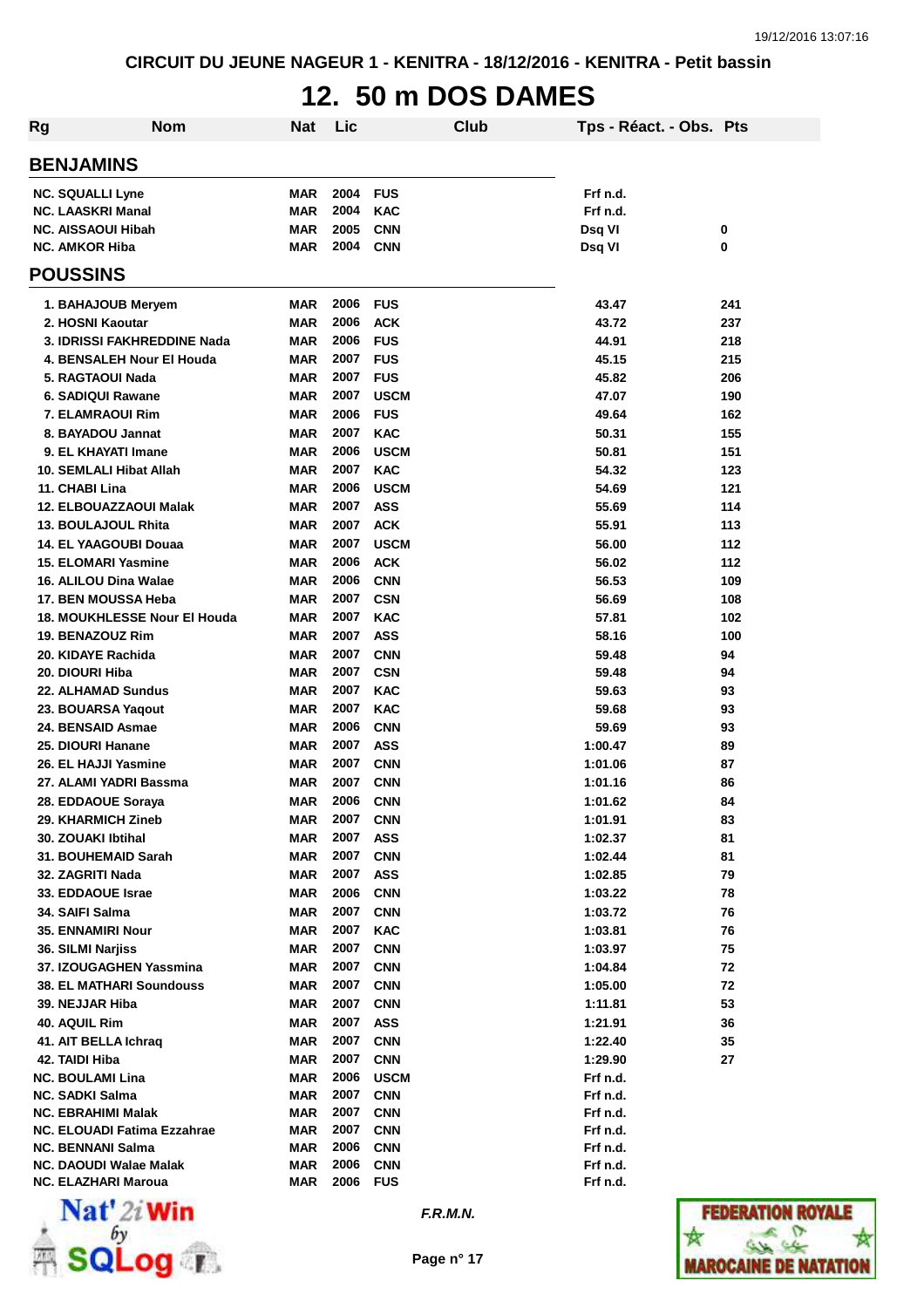CIRCUIT DU JEUNE NAGEUR 1 - KENITRA - 18/12/2016 - KENITRA - Petit bassin

# 12. 50 m DOS DAMES

| Rg | Nom | Nat | Lic | Club | Tps - Réact. - Obs. | Pts |
|---|---|---|---|---|---|---|
| **BENJAMINS** | | | | | | |
| NC. SQUALLI Lyne | | MAR | 2004 | FUS | Frf n.d. | |
| NC. LAASKRI Manal | | MAR | 2004 | KAC | Frf n.d. | |
| NC. AISSAOUI Hibah | | MAR | 2005 | CNN | Dsq VI | 0 |
| NC. AMKOR Hiba | | MAR | 2004 | CNN | Dsq VI | 0 |
| **POUSSINS** | | | | | | |
| 1. | BAHAJOUB Meryem | MAR | 2006 | FUS | 43.47 | 241 |
| 2. | HOSNI Kaoutar | MAR | 2006 | ACK | 43.72 | 237 |
| 3. | IDRISSI FAKHREDDINE Nada | MAR | 2006 | FUS | 44.91 | 218 |
| 4. | BENSALEH Nour El Houda | MAR | 2007 | FUS | 45.15 | 215 |
| 5. | RAGTAOUI Nada | MAR | 2007 | FUS | 45.82 | 206 |
| 6. | SADIQUI Rawane | MAR | 2007 | USCM | 47.07 | 190 |
| 7. | ELAMRAOUI Rim | MAR | 2006 | FUS | 49.64 | 162 |
| 8. | BAYADOU Jannat | MAR | 2007 | KAC | 50.31 | 155 |
| 9. | EL KHAYATI Imane | MAR | 2006 | USCM | 50.81 | 151 |
| 10. | SEMLALI Hibat Allah | MAR | 2007 | KAC | 54.32 | 123 |
| 11. | CHABI Lina | MAR | 2006 | USCM | 54.69 | 121 |
| 12. | ELBOUAZZAOUI Malak | MAR | 2007 | ASS | 55.69 | 114 |
| 13. | BOULAJOUL Rhita | MAR | 2007 | ACK | 55.91 | 113 |
| 14. | EL YAAGOUBI Douaa | MAR | 2007 | USCM | 56.00 | 112 |
| 15. | ELOMARI Yasmine | MAR | 2006 | ACK | 56.02 | 112 |
| 16. | ALILOU Dina Walae | MAR | 2006 | CNN | 56.53 | 109 |
| 17. | BEN MOUSSA Heba | MAR | 2007 | CSN | 56.69 | 108 |
| 18. | MOUKHLESSE Nour El Houda | MAR | 2007 | KAC | 57.81 | 102 |
| 19. | BENAZOUZ Rim | MAR | 2007 | ASS | 58.16 | 100 |
| 20. | KIDAYE Rachida | MAR | 2007 | CNN | 59.48 | 94 |
| 20. | DIOURI Hiba | MAR | 2007 | CSN | 59.48 | 94 |
| 22. | ALHAMAD Sundus | MAR | 2007 | KAC | 59.63 | 93 |
| 23. | BOUARSA Yaqout | MAR | 2007 | KAC | 59.68 | 93 |
| 24. | BENSAID Asmae | MAR | 2006 | CNN | 59.69 | 93 |
| 25. | DIOURI Hanane | MAR | 2007 | ASS | 1:00.47 | 89 |
| 26. | EL HAJJI Yasmine | MAR | 2007 | CNN | 1:01.06 | 87 |
| 27. | ALAMI YADRI Bassma | MAR | 2007 | CNN | 1:01.16 | 86 |
| 28. | EDDAOUE Soraya | MAR | 2006 | CNN | 1:01.62 | 84 |
| 29. | KHARMICH Zineb | MAR | 2007 | CNN | 1:01.91 | 83 |
| 30. | ZOUAKI Ibtihal | MAR | 2007 | ASS | 1:02.37 | 81 |
| 31. | BOUHEMAID Sarah | MAR | 2007 | CNN | 1:02.44 | 81 |
| 32. | ZAGRITI Nada | MAR | 2007 | ASS | 1:02.85 | 79 |
| 33. | EDDAOUE Israe | MAR | 2006 | CNN | 1:03.22 | 78 |
| 34. | SAIFI Salma | MAR | 2007 | CNN | 1:03.72 | 76 |
| 35. | ENNAMIRI Nour | MAR | 2007 | KAC | 1:03.81 | 76 |
| 36. | SILMI Narjiss | MAR | 2007 | CNN | 1:03.97 | 75 |
| 37. | IZOUGAGHEN Yassmina | MAR | 2007 | CNN | 1:04.84 | 72 |
| 38. | EL MATHARI Soundouss | MAR | 2007 | CNN | 1:05.00 | 72 |
| 39. | NEJJAR Hiba | MAR | 2007 | CNN | 1:11.81 | 53 |
| 40. | AQUIL Rim | MAR | 2007 | ASS | 1:21.91 | 36 |
| 41. | AIT BELLA Ichraq | MAR | 2007 | CNN | 1:22.40 | 35 |
| 42. | TAIDI Hiba | MAR | 2007 | CNN | 1:29.90 | 27 |
| NC. | BOULAMI Lina | MAR | 2006 | USCM | Frf n.d. | |
| NC. | SADKI Salma | MAR | 2007 | CNN | Frf n.d. | |
| NC. | EBRAHIMI Malak | MAR | 2007 | CNN | Frf n.d. | |
| NC. | ELOUADI Fatima Ezzahrae | MAR | 2007 | CNN | Frf n.d. | |
| NC. | BENNANI Salma | MAR | 2006 | CNN | Frf n.d. | |
| NC. | DAOUDI Walae Malak | MAR | 2006 | CNN | Frf n.d. | |
| NC. | ELAZHARI Maroua | MAR | 2006 | FUS | Frf n.d. | |

*F.R.M.N.*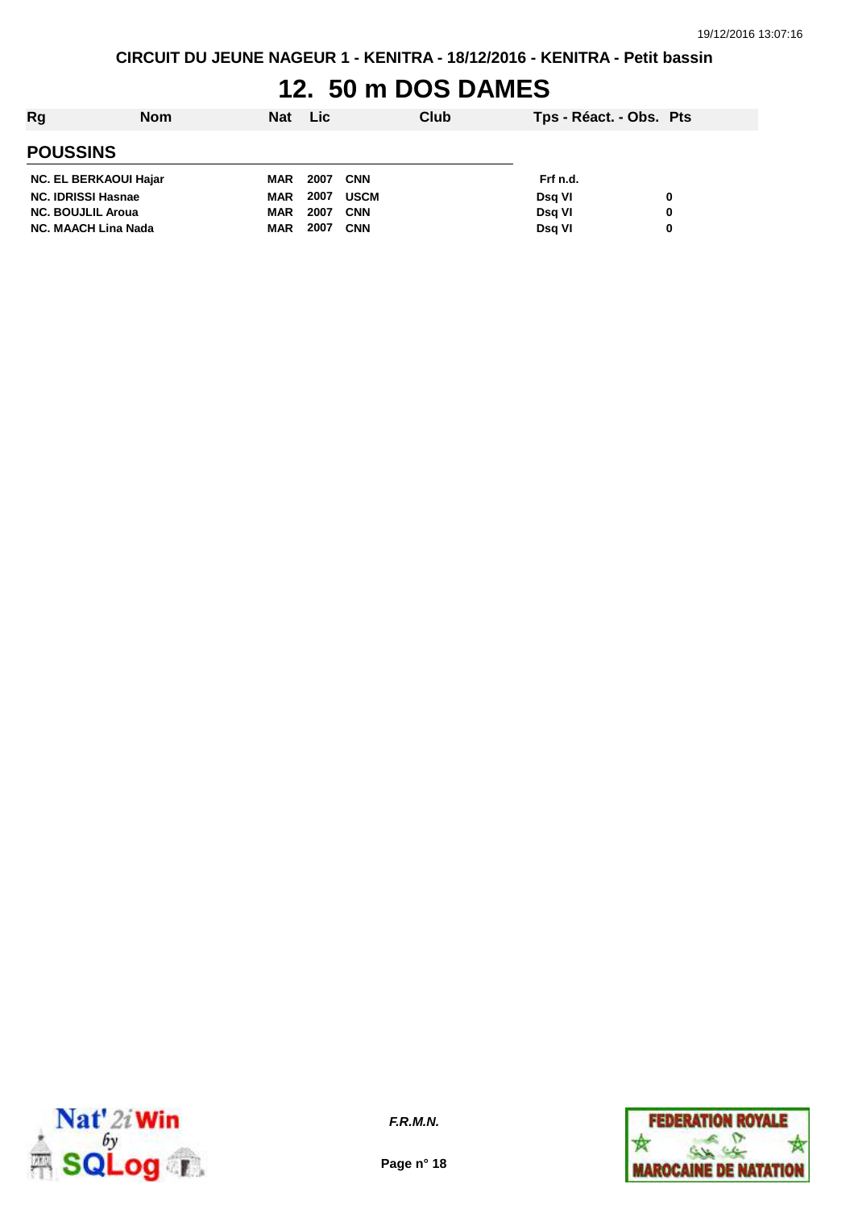CIRCUIT DU JEUNE NAGEUR 1 - KENITRA - 18/12/2016 - KENITRA - Petit bassin

# 12. 50 m DOS DAMES

| Rg | Nom | Nat | Lic | Club | Tps - Réact. - Obs. | Pts |
|---|---|---|---|---|---|---|
| **POUSSINS** | | | | | | |
| NC. | EL BERKAOUI Hajar | MAR | 2007 | CNN | Frf n.d. | |
| NC. | IDRISSI Hasnae | MAR | 2007 | USCM | Dsq VI | 0 |
| NC. | BOUJLIL Aroua | MAR | 2007 | CNN | Dsq VI | 0 |
| NC. | MAACH Lina Nada | MAR | 2007 | CNN | Dsq VI | 0 |

*F.R.M.N.*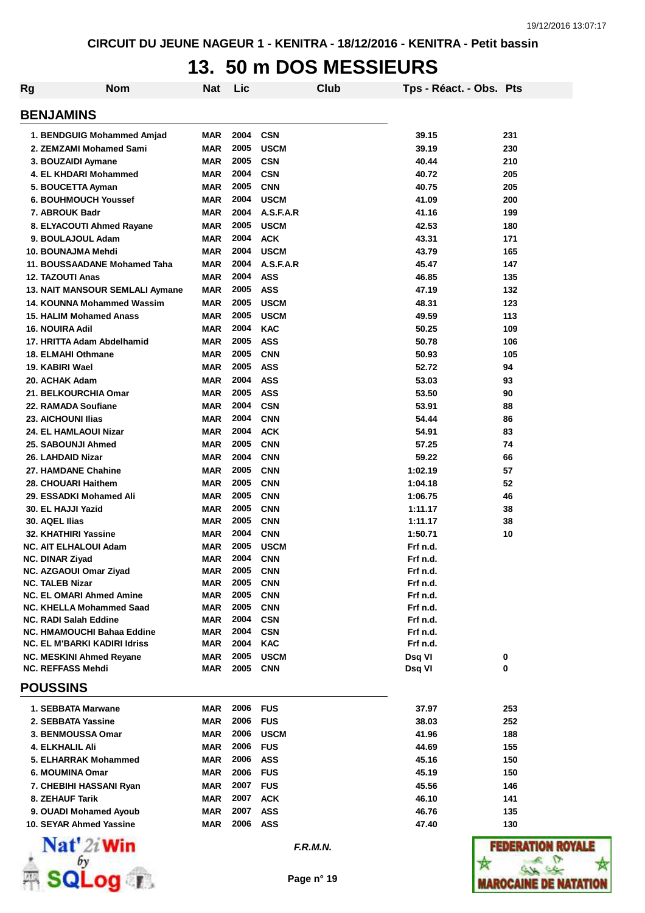CIRCUIT DU JEUNE NAGEUR 1 - KENITRA - 18/12/2016 - KENITRA - Petit bassin

# 13. 50 m DOS MESSIEURS

| Rg | Nom | Nat | Lic | Club | Tps - Réact. - Obs. | Pts |
|---|---|---|---|---|---|---|
| **BENJAMINS** | | | | | | |
| 1. | BENDGUIG Mohammed Amjad | MAR | 2004 | CSN | 39.15 | 231 |
| 2. | ZEMZAMI Mohamed Sami | MAR | 2005 | USCM | 39.19 | 230 |
| 3. | BOUZAIDI Aymane | MAR | 2005 | CSN | 40.44 | 210 |
| 4. | EL KHDARI Mohammed | MAR | 2004 | CSN | 40.72 | 205 |
| 5. | BOUCETTA Ayman | MAR | 2005 | CNN | 40.75 | 205 |
| 6. | BOUHMOUCH Youssef | MAR | 2004 | USCM | 41.09 | 200 |
| 7. | ABROUK Badr | MAR | 2004 | A.S.F.A.R | 41.16 | 199 |
| 8. | ELYACOUTI Ahmed Rayane | MAR | 2005 | USCM | 42.53 | 180 |
| 9. | BOULAJOUL Adam | MAR | 2004 | ACK | 43.31 | 171 |
| 10. | BOUNAJMA Mehdi | MAR | 2004 | USCM | 43.79 | 165 |
| 11. | BOUSSAADANE Mohamed Taha | MAR | 2004 | A.S.F.A.R | 45.47 | 147 |
| 12. | TAZOUTI Anas | MAR | 2004 | ASS | 46.85 | 135 |
| 13. | NAIT MANSOUR SEMLALI Aymane | MAR | 2005 | ASS | 47.19 | 132 |
| 14. | KOUNNA Mohammed Wassim | MAR | 2005 | USCM | 48.31 | 123 |
| 15. | HALIM Mohamed Anass | MAR | 2005 | USCM | 49.59 | 113 |
| 16. | NOUIRA Adil | MAR | 2004 | KAC | 50.25 | 109 |
| 17. | HRITTA Adam Abdelhamid | MAR | 2005 | ASS | 50.78 | 106 |
| 18. | ELMAHI Othmane | MAR | 2005 | CNN | 50.93 | 105 |
| 19. | KABIRI Wael | MAR | 2005 | ASS | 52.72 | 94 |
| 20. | ACHAK Adam | MAR | 2004 | ASS | 53.03 | 93 |
| 21. | BELKOURCHIA Omar | MAR | 2005 | ASS | 53.50 | 90 |
| 22. | RAMADA Soufiane | MAR | 2004 | CSN | 53.91 | 88 |
| 23. | AICHOUNI Ilias | MAR | 2004 | CNN | 54.44 | 86 |
| 24. | EL HAMLAOUI Nizar | MAR | 2004 | ACK | 54.91 | 83 |
| 25. | SABOUNJI Ahmed | MAR | 2005 | CNN | 57.25 | 74 |
| 26. | LAHDAID Nizar | MAR | 2004 | CNN | 59.22 | 66 |
| 27. | HAMDANE Chahine | MAR | 2005 | CNN | 1:02.19 | 57 |
| 28. | CHOUARI Haithem | MAR | 2005 | CNN | 1:04.18 | 52 |
| 29. | ESSADKI Mohamed Ali | MAR | 2005 | CNN | 1:06.75 | 46 |
| 30. | EL HAJJI Yazid | MAR | 2005 | CNN | 1:11.17 | 38 |
| 30. | AQEL Ilias | MAR | 2005 | CNN | 1:11.17 | 38 |
| 32. | KHATHIRI Yassine | MAR | 2004 | CNN | 1:50.71 | 10 |
| NC. | AIT ELHALOUI Adam | MAR | 2005 | USCM | Frf n.d. | |
| NC. | DINAR Ziyad | MAR | 2004 | CNN | Frf n.d. | |
| NC. | AZGAOUI Omar Ziyad | MAR | 2005 | CNN | Frf n.d. | |
| NC. | TALEB Nizar | MAR | 2005 | CNN | Frf n.d. | |
| NC. | EL OMARI Ahmed Amine | MAR | 2005 | CNN | Frf n.d. | |
| NC. | KHELLA Mohammed Saad | MAR | 2005 | CNN | Frf n.d. | |
| NC. | RADI Salah Eddine | MAR | 2004 | CSN | Frf n.d. | |
| NC. | HMAMOUCHI Bahaa Eddine | MAR | 2004 | CSN | Frf n.d. | |
| NC. | EL M'BARKI KADIRI Idriss | MAR | 2004 | KAC | Frf n.d. | |
| NC. | MESKINI Ahmed Reyane | MAR | 2005 | USCM | Dsq VI | 0 |
| NC. | REFFASS Mehdi | MAR | 2005 | CNN | Dsq VI | 0 |
| **POUSSINS** | | | | | | |
| 1. | SEBBATA Marwane | MAR | 2006 | FUS | 37.97 | 253 |
| 2. | SEBBATA Yassine | MAR | 2006 | FUS | 38.03 | 252 |
| 3. | BENMOUSSA Omar | MAR | 2006 | USCM | 41.96 | 188 |
| 4. | ELKHALIL Ali | MAR | 2006 | FUS | 44.69 | 155 |
| 5. | ELHARRAK Mohammed | MAR | 2006 | ASS | 45.16 | 150 |
| 6. | MOUMINA Omar | MAR | 2006 | FUS | 45.19 | 150 |
| 7. | CHEBIHI HASSANI Ryan | MAR | 2007 | FUS | 45.56 | 146 |
| 8. | ZEHAUF Tarik | MAR | 2007 | ACK | 46.10 | 141 |
| 9. | OUADI Mohamed Ayoub | MAR | 2007 | ASS | 46.76 | 135 |
| 10. | SEYAR Ahmed Yassine | MAR | 2006 | ASS | 47.40 | 130 |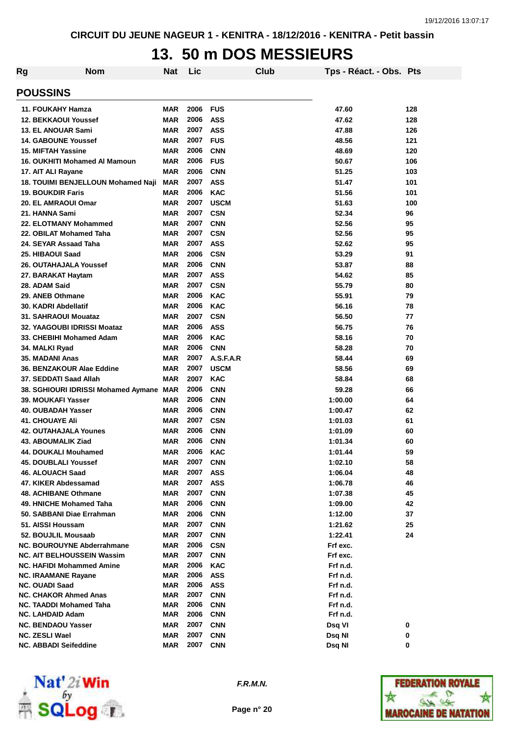CIRCUIT DU JEUNE NAGEUR 1 - KENITRA - 18/12/2016 - KENITRA - Petit bassin

# 13. 50 m DOS MESSIEURS

| Rg | Nom | Nat | Lic | Club | Tps - Réact. - Obs. | Pts |
|---|---|---|---|---|---|---|
| **POUSSINS** | | | | | | |
| 11. | FOUKAHY Hamza | MAR | 2006 | FUS | 47.60 | 128 |
| 12. | BEKKAOUI Youssef | MAR | 2006 | ASS | 47.62 | 128 |
| 13. | EL ANOUAR Sami | MAR | 2007 | ASS | 47.88 | 126 |
| 14. | GABOUNE Youssef | MAR | 2007 | FUS | 48.56 | 121 |
| 15. | MIFTAH Yassine | MAR | 2006 | CNN | 48.69 | 120 |
| 16. | OUKHITI Mohamed Al Mamoun | MAR | 2006 | FUS | 50.67 | 106 |
| 17. | AIT ALI Rayane | MAR | 2006 | CNN | 51.25 | 103 |
| 18. | TOUIMI BENJELLOUN Mohamed Naji | MAR | 2007 | ASS | 51.47 | 101 |
| 19. | BOUKDIR Faris | MAR | 2006 | KAC | 51.56 | 101 |
| 20. | EL AMRAOUI Omar | MAR | 2007 | USCM | 51.63 | 100 |
| 21. | HANNA Sami | MAR | 2007 | CSN | 52.34 | 96 |
| 22. | ELOTMANY Mohammed | MAR | 2007 | CNN | 52.56 | 95 |
| 22. | OBILAT Mohamed Taha | MAR | 2007 | CSN | 52.56 | 95 |
| 24. | SEYAR Assaad Taha | MAR | 2007 | ASS | 52.62 | 95 |
| 25. | HIBAOUI Saad | MAR | 2006 | CSN | 53.29 | 91 |
| 26. | OUTAHAJALA Youssef | MAR | 2006 | CNN | 53.87 | 88 |
| 27. | BARAKAT Haytam | MAR | 2007 | ASS | 54.62 | 85 |
| 28. | ADAM Said | MAR | 2007 | CSN | 55.79 | 80 |
| 29. | ANEB Othmane | MAR | 2006 | KAC | 55.91 | 79 |
| 30. | KADRI Abdellatif | MAR | 2006 | KAC | 56.16 | 78 |
| 31. | SAHRAOUI Mouataz | MAR | 2007 | CSN | 56.50 | 77 |
| 32. | YAAGOUBI IDRISSI Moataz | MAR | 2006 | ASS | 56.75 | 76 |
| 33. | CHEBIHI Mohamed Adam | MAR | 2006 | KAC | 58.16 | 70 |
| 34. | MALKI Ryad | MAR | 2006 | CNN | 58.28 | 70 |
| 35. | MADANI Anas | MAR | 2007 | A.S.F.A.R | 58.44 | 69 |
| 36. | BENZAKOUR Alae Eddine | MAR | 2007 | USCM | 58.56 | 69 |
| 37. | SEDDATI Saad Allah | MAR | 2007 | KAC | 58.84 | 68 |
| 38. | SGHIOURI IDRISSI Mohamed Aymane | MAR | 2006 | CNN | 59.28 | 66 |
| 39. | MOUKAFI Yasser | MAR | 2006 | CNN | 1:00.00 | 64 |
| 40. | OUBADAH Yasser | MAR | 2006 | CNN | 1:00.47 | 62 |
| 41. | CHOUAYE Ali | MAR | 2007 | CSN | 1:01.03 | 61 |
| 42. | OUTAHAJALA Younes | MAR | 2006 | CNN | 1:01.09 | 60 |
| 43. | ABOUMALIK Ziad | MAR | 2006 | CNN | 1:01.34 | 60 |
| 44. | DOUKALI Mouhamed | MAR | 2006 | KAC | 1:01.44 | 59 |
| 45. | DOUBLALI Youssef | MAR | 2007 | CNN | 1:02.10 | 58 |
| 46. | ALOUACH Saad | MAR | 2007 | ASS | 1:06.04 | 48 |
| 47. | KIKER Abdessamad | MAR | 2007 | ASS | 1:06.78 | 46 |
| 48. | ACHIBANE Othmane | MAR | 2007 | CNN | 1:07.38 | 45 |
| 49. | HNICHE Mohamed Taha | MAR | 2006 | CNN | 1:09.00 | 42 |
| 50. | SABBANI Diae Errahman | MAR | 2006 | CNN | 1:12.00 | 37 |
| 51. | AISSI Houssam | MAR | 2007 | CNN | 1:21.62 | 25 |
| 52. | BOUJLIL Mousaab | MAR | 2007 | CNN | 1:22.41 | 24 |
| NC. | BOUROUYNE Abderrahmane | MAR | 2006 | CSN | Frf exc. | |
| NC. | AIT BELHOUSSEIN Wassim | MAR | 2007 | CNN | Frf exc. | |
| NC. | HAFIDI Mohammed Amine | MAR | 2006 | KAC | Frf n.d. | |
| NC. | IRAAMANE Rayane | MAR | 2006 | ASS | Frf n.d. | |
| NC. | OUADI Saad | MAR | 2006 | ASS | Frf n.d. | |
| NC. | CHAKOR Ahmed Anas | MAR | 2007 | CNN | Frf n.d. | |
| NC. | TAADDI Mohamed Taha | MAR | 2006 | CNN | Frf n.d. | |
| NC. | LAHDAID Adam | MAR | 2006 | CNN | Frf n.d. | |
| NC. | BENDAOU Yasser | MAR | 2007 | CNN | Dsq VI | 0 |
| NC. | ZESLI Wael | MAR | 2007 | CNN | Dsq NI | 0 |
| NC. | ABBADI Seifeddine | MAR | 2007 | CNN | Dsq NI | 0 |

*F.R.M.N.*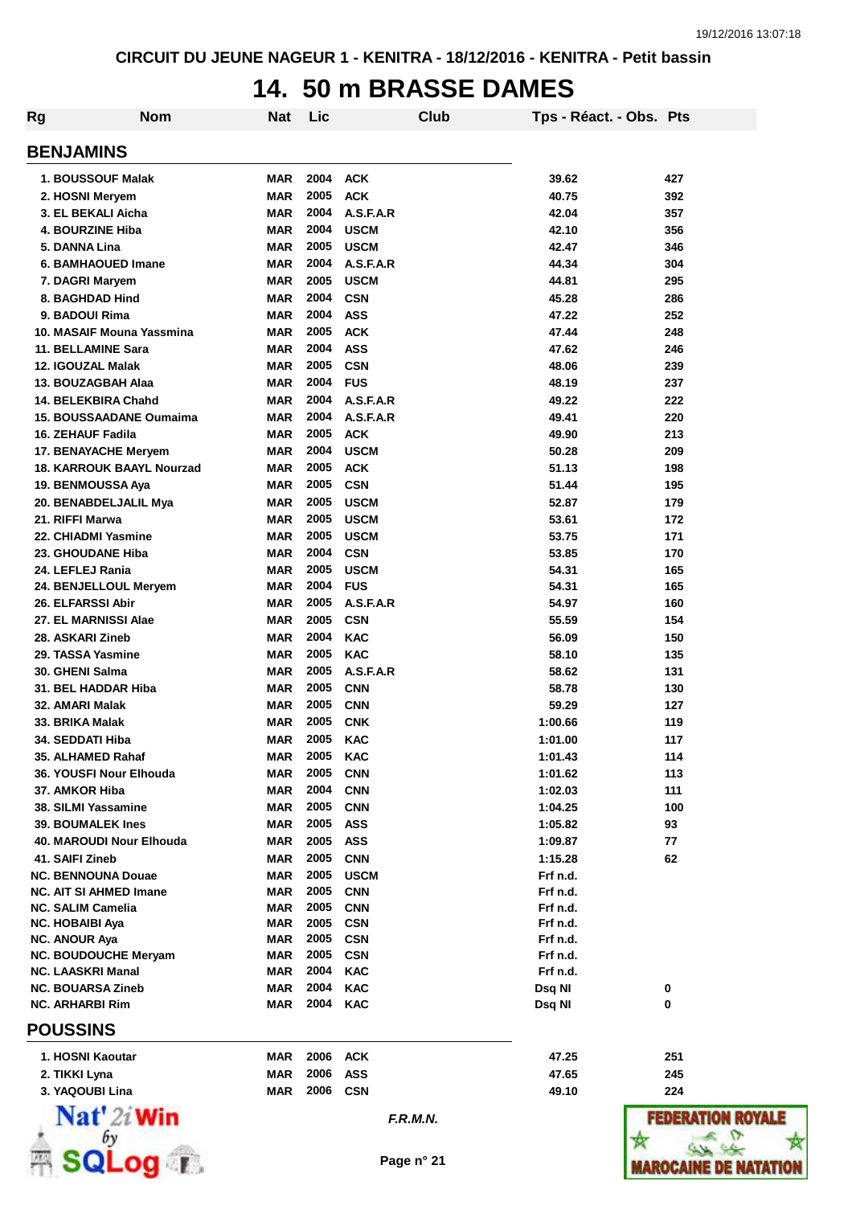CIRCUIT DU JEUNE NAGEUR 1 - KENITRA - 18/12/2016 - KENITRA - Petit bassin

# 14. 50 m BRASSE DAMES

| Rg | Nom | Nat | Lic | Club | Tps - Réact. - Obs. | Pts |
|---|---|---|---|---|---|---|
| **BENJAMINS** | | | | | | |
| 1. | BOUSSOUF Malak | MAR | 2004 | ACK | 39.62 | 427 |
| 2. | HOSNI Meryem | MAR | 2005 | ACK | 40.75 | 392 |
| 3. | EL BEKALI Aicha | MAR | 2004 | A.S.F.A.R | 42.04 | 357 |
| 4. | BOURZINE Hiba | MAR | 2004 | USCM | 42.10 | 356 |
| 5. | DANNA Lina | MAR | 2005 | USCM | 42.47 | 346 |
| 6. | BAMHAOUED Imane | MAR | 2004 | A.S.F.A.R | 44.34 | 304 |
| 7. | DAGRI Maryem | MAR | 2005 | USCM | 44.81 | 295 |
| 8. | BAGHDAD Hind | MAR | 2004 | CSN | 45.28 | 286 |
| 9. | BADOUI Rima | MAR | 2004 | ASS | 47.22 | 252 |
| 10. | MASAIF Mouna Yassmina | MAR | 2005 | ACK | 47.44 | 248 |
| 11. | BELLAMINE Sara | MAR | 2004 | ASS | 47.62 | 246 |
| 12. | IGOUZAL Malak | MAR | 2005 | CSN | 48.06 | 239 |
| 13. | BOUZAGBAH Alaa | MAR | 2004 | FUS | 48.19 | 237 |
| 14. | BELEKBIRA Chahd | MAR | 2004 | A.S.F.A.R | 49.22 | 222 |
| 15. | BOUSSAADANE Oumaima | MAR | 2004 | A.S.F.A.R | 49.41 | 220 |
| 16. | ZEHAUF Fadila | MAR | 2005 | ACK | 49.90 | 213 |
| 17. | BENAYACHE Meryem | MAR | 2004 | USCM | 50.28 | 209 |
| 18. | KARROUK BAAYL Nourzad | MAR | 2005 | ACK | 51.13 | 198 |
| 19. | BENMOUSSA Aya | MAR | 2005 | CSN | 51.44 | 195 |
| 20. | BENABDELJALIL Mya | MAR | 2005 | USCM | 52.87 | 179 |
| 21. | RIFFI Marwa | MAR | 2005 | USCM | 53.61 | 172 |
| 22. | CHIADMI Yasmine | MAR | 2005 | USCM | 53.75 | 171 |
| 23. | GHOUDANE Hiba | MAR | 2004 | CSN | 53.85 | 170 |
| 24. | LEFLEJ Rania | MAR | 2005 | USCM | 54.31 | 165 |
| 24. | BENJELLOUL Meryem | MAR | 2004 | FUS | 54.31 | 165 |
| 26. | ELFARSSI Abir | MAR | 2005 | A.S.F.A.R | 54.97 | 160 |
| 27. | EL MARNISSI Alae | MAR | 2005 | CSN | 55.59 | 154 |
| 28. | ASKARI Zineb | MAR | 2004 | KAC | 56.09 | 150 |
| 29. | TASSA Yasmine | MAR | 2005 | KAC | 58.10 | 135 |
| 30. | GHENI Salma | MAR | 2005 | A.S.F.A.R | 58.62 | 131 |
| 31. | BEL HADDAR Hiba | MAR | 2005 | CNN | 58.78 | 130 |
| 32. | AMARI Malak | MAR | 2005 | CNN | 59.29 | 127 |
| 33. | BRIKA Malak | MAR | 2005 | CNK | 1:00.66 | 119 |
| 34. | SEDDATI Hiba | MAR | 2005 | KAC | 1:01.00 | 117 |
| 35. | ALHAMED Rahaf | MAR | 2005 | KAC | 1:01.43 | 114 |
| 36. | YOUSFI Nour Elhouda | MAR | 2005 | CNN | 1:01.62 | 113 |
| 37. | AMKOR Hiba | MAR | 2004 | CNN | 1:02.03 | 111 |
| 38. | SILMI Yassamine | MAR | 2005 | CNN | 1:04.25 | 100 |
| 39. | BOUMALEK Ines | MAR | 2005 | ASS | 1:05.82 | 93 |
| 40. | MAROUDI Nour Elhouda | MAR | 2005 | ASS | 1:09.87 | 77 |
| 41. | SAIFI Zineb | MAR | 2005 | CNN | 1:15.28 | 62 |
| NC. | BENNOUNA Douae | MAR | 2005 | USCM | Frf n.d. | |
| NC. | AIT SI AHMED Imane | MAR | 2005 | CNN | Frf n.d. | |
| NC. | SALIM Camelia | MAR | 2005 | CNN | Frf n.d. | |
| NC. | HOBAIBI Aya | MAR | 2005 | CSN | Frf n.d. | |
| NC. | ANOUR Aya | MAR | 2005 | CSN | Frf n.d. | |
| NC. | BOUDOUCHE Meryam | MAR | 2005 | CSN | Frf n.d. | |
| NC. | LAASKRI Manal | MAR | 2004 | KAC | Frf n.d. | |
| NC. | BOUARSA Zineb | MAR | 2004 | KAC | Dsq NI | 0 |
| NC. | ARHARBI Rim | MAR | 2004 | KAC | Dsq NI | 0 |
| **POUSSINS** | | | | | | |
| 1. | HOSNI Kaoutar | MAR | 2006 | ACK | 47.25 | 251 |
| 2. | TIKKI Lyna | MAR | 2006 | ASS | 47.65 | 245 |
| 3. | YAQOUBI Lina | MAR | 2006 | CSN | 49.10 | 224 |

F.R.M.N.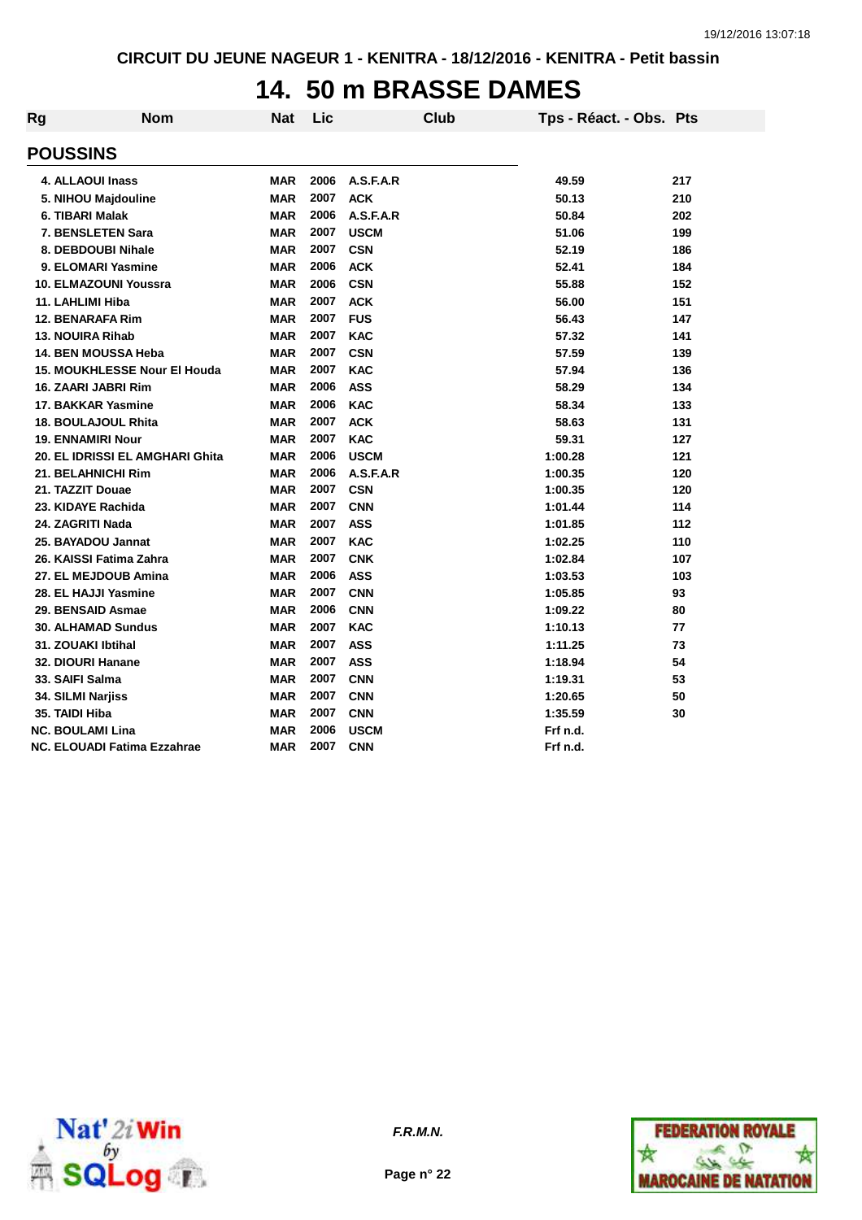CIRCUIT DU JEUNE NAGEUR 1 - KENITRA - 18/12/2016 - KENITRA - Petit bassin

# 14. 50 m BRASSE DAMES

| Rg | Nom | Nat | Lic | Club | Tps - Réact. - Obs. | Pts |
|---|---|---|---|---|---|---|
| **POUSSINS** | | | | | | |
| 4. | ALLAOUI Inass | MAR | 2006 | A.S.F.A.R | 49.59 | 217 |
| 5. | NIHOU Majdouline | MAR | 2007 | ACK | 50.13 | 210 |
| 6. | TIBARI Malak | MAR | 2006 | A.S.F.A.R | 50.84 | 202 |
| 7. | BENSLETEN Sara | MAR | 2007 | USCM | 51.06 | 199 |
| 8. | DEBDOUBI Nihale | MAR | 2007 | CSN | 52.19 | 186 |
| 9. | ELOMARI Yasmine | MAR | 2006 | ACK | 52.41 | 184 |
| 10. | ELMAZOUNI Youssra | MAR | 2006 | CSN | 55.88 | 152 |
| 11. | LAHLIMI Hiba | MAR | 2007 | ACK | 56.00 | 151 |
| 12. | BENARAFA Rim | MAR | 2007 | FUS | 56.43 | 147 |
| 13. | NOUIRA Rihab | MAR | 2007 | KAC | 57.32 | 141 |
| 14. | BEN MOUSSA Heba | MAR | 2007 | CSN | 57.59 | 139 |
| 15. | MOUKHLESSE Nour El Houda | MAR | 2007 | KAC | 57.94 | 136 |
| 16. | ZAARI JABRI Rim | MAR | 2006 | ASS | 58.29 | 134 |
| 17. | BAKKAR Yasmine | MAR | 2006 | KAC | 58.34 | 133 |
| 18. | BOULAJOUL Rhita | MAR | 2007 | ACK | 58.63 | 131 |
| 19. | ENNAMIRI Nour | MAR | 2007 | KAC | 59.31 | 127 |
| 20. | EL IDRISSI EL AMGHARI Ghita | MAR | 2006 | USCM | 1:00.28 | 121 |
| 21. | BELAHNICHI Rim | MAR | 2006 | A.S.F.A.R | 1:00.35 | 120 |
| 21. | TAZZIT Douae | MAR | 2007 | CSN | 1:00.35 | 120 |
| 23. | KIDAYE Rachida | MAR | 2007 | CNN | 1:01.44 | 114 |
| 24. | ZAGRITI Nada | MAR | 2007 | ASS | 1:01.85 | 112 |
| 25. | BAYADOU Jannat | MAR | 2007 | KAC | 1:02.25 | 110 |
| 26. | KAISSI Fatima Zahra | MAR | 2007 | CNK | 1:02.84 | 107 |
| 27. | EL MEJDOUB Amina | MAR | 2006 | ASS | 1:03.53 | 103 |
| 28. | EL HAJJI Yasmine | MAR | 2007 | CNN | 1:05.85 | 93 |
| 29. | BENSAID Asmae | MAR | 2006 | CNN | 1:09.22 | 80 |
| 30. | ALHAMAD Sundus | MAR | 2007 | KAC | 1:10.13 | 77 |
| 31. | ZOUAKI Ibtihal | MAR | 2007 | ASS | 1:11.25 | 73 |
| 32. | DIOURI Hanane | MAR | 2007 | ASS | 1:18.94 | 54 |
| 33. | SAIFI Salma | MAR | 2007 | CNN | 1:19.31 | 53 |
| 34. | SILMI Narjiss | MAR | 2007 | CNN | 1:20.65 | 50 |
| 35. | TAIDI Hiba | MAR | 2007 | CNN | 1:35.59 | 30 |
| NC. | BOULAMI Lina | MAR | 2006 | USCM | Frf n.d. | |
| NC. | ELOUADI Fatima Ezzahrae | MAR | 2007 | CNN | Frf n.d. | |

*F.R.M.N.*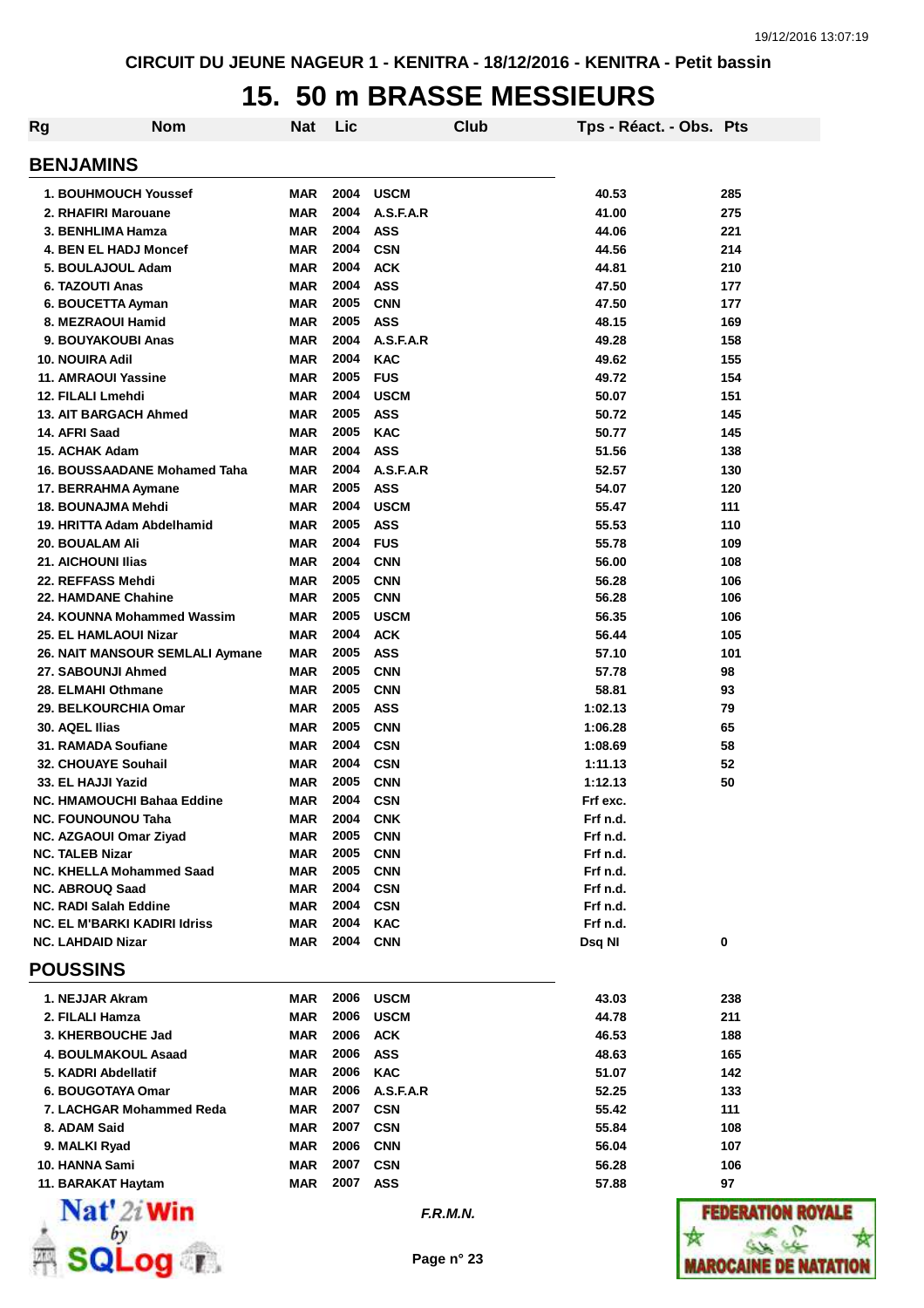CIRCUIT DU JEUNE NAGEUR 1 - KENITRA - 18/12/2016 - KENITRA - Petit bassin

# 15. 50 m BRASSE MESSIEURS

| Rg | Nom | Nat | Lic | Club | Tps - Réact. - Obs. | Pts |
|---|---|---|---|---|---|---|

## BENJAMINS

| Rg | Nom | Nat | Lic | Club | Tps - Réact. - Obs. | Pts |
|---|---|---|---|---|---|---|
| 1. | BOUHMOUCH Youssef | MAR | 2004 | USCM | 40.53 | 285 |
| 2. | RHAFIRI Marouane | MAR | 2004 | A.S.F.A.R | 41.00 | 275 |
| 3. | BENHLIMA Hamza | MAR | 2004 | ASS | 44.06 | 221 |
| 4. | BEN EL HADJ Moncef | MAR | 2004 | CSN | 44.56 | 214 |
| 5. | BOULAJOUL Adam | MAR | 2004 | ACK | 44.81 | 210 |
| 6. | TAZOUTI Anas | MAR | 2004 | ASS | 47.50 | 177 |
| 6. | BOUCETTA Ayman | MAR | 2005 | CNN | 47.50 | 177 |
| 8. | MEZRAOUI Hamid | MAR | 2005 | ASS | 48.15 | 169 |
| 9. | BOUYAKOUBI Anas | MAR | 2004 | A.S.F.A.R | 49.28 | 158 |
| 10. | NOUIRA Adil | MAR | 2004 | KAC | 49.62 | 155 |
| 11. | AMRAOUI Yassine | MAR | 2005 | FUS | 49.72 | 154 |
| 12. | FILALI Lmehdi | MAR | 2004 | USCM | 50.07 | 151 |
| 13. | AIT BARGACH Ahmed | MAR | 2005 | ASS | 50.72 | 145 |
| 14. | AFRI Saad | MAR | 2005 | KAC | 50.77 | 145 |
| 15. | ACHAK Adam | MAR | 2004 | ASS | 51.56 | 138 |
| 16. | BOUSSAADANE Mohamed Taha | MAR | 2004 | A.S.F.A.R | 52.57 | 130 |
| 17. | BERRAHMA Aymane | MAR | 2005 | ASS | 54.07 | 120 |
| 18. | BOUNAJMA Mehdi | MAR | 2004 | USCM | 55.47 | 111 |
| 19. | HRITTA Adam Abdelhamid | MAR | 2005 | ASS | 55.53 | 110 |
| 20. | BOUALAM Ali | MAR | 2004 | FUS | 55.78 | 109 |
| 21. | AICHOUNI Ilias | MAR | 2004 | CNN | 56.00 | 108 |
| 22. | REFFASS Mehdi | MAR | 2005 | CNN | 56.28 | 106 |
| 22. | HAMDANE Chahine | MAR | 2005 | CNN | 56.28 | 106 |
| 24. | KOUNNA Mohammed Wassim | MAR | 2005 | USCM | 56.35 | 106 |
| 25. | EL HAMLAOUI Nizar | MAR | 2004 | ACK | 56.44 | 105 |
| 26. | NAIT MANSOUR SEMLALI Aymane | MAR | 2005 | ASS | 57.10 | 101 |
| 27. | SABOUNJI Ahmed | MAR | 2005 | CNN | 57.78 | 98 |
| 28. | ELMAHI Othmane | MAR | 2005 | CNN | 58.81 | 93 |
| 29. | BELKOURCHIA Omar | MAR | 2005 | ASS | 1:02.13 | 79 |
| 30. | AQEL Ilias | MAR | 2005 | CNN | 1:06.28 | 65 |
| 31. | RAMADA Soufiane | MAR | 2004 | CSN | 1:08.69 | 58 |
| 32. | CHOUAYE Souhail | MAR | 2004 | CSN | 1:11.13 | 52 |
| 33. | EL HAJJI Yazid | MAR | 2005 | CNN | 1:12.13 | 50 |
| NC. | HMAMOUCHI Bahaa Eddine | MAR | 2004 | CSN | Frf exc. | |
| NC. | FOUNOUNOU Taha | MAR | 2004 | CNK | Frf n.d. | |
| NC. | AZGAOUI Omar Ziyad | MAR | 2005 | CNN | Frf n.d. | |
| NC. | TALEB Nizar | MAR | 2005 | CNN | Frf n.d. | |
| NC. | KHELLA Mohammed Saad | MAR | 2005 | CNN | Frf n.d. | |
| NC. | ABROUQ Saad | MAR | 2004 | CSN | Frf n.d. | |
| NC. | RADI Salah Eddine | MAR | 2004 | CSN | Frf n.d. | |
| NC. | EL M'BARKI KADIRI Idriss | MAR | 2004 | KAC | Frf n.d. | |
| NC. | LAHDAID Nizar | MAR | 2004 | CNN | Dsq NI | 0 |

## POUSSINS

| Rg | Nom | Nat | Lic | Club | Tps - Réact. - Obs. | Pts |
|---|---|---|---|---|---|---|
| 1. | NEJJAR Akram | MAR | 2006 | USCM | 43.03 | 238 |
| 2. | FILALI Hamza | MAR | 2006 | USCM | 44.78 | 211 |
| 3. | KHERBOUCHE Jad | MAR | 2006 | ACK | 46.53 | 188 |
| 4. | BOULMAKOUL Asaad | MAR | 2006 | ASS | 48.63 | 165 |
| 5. | KADRI Abdellatif | MAR | 2006 | KAC | 51.07 | 142 |
| 6. | BOUGOTAYA Omar | MAR | 2006 | A.S.F.A.R | 52.25 | 133 |
| 7. | LACHGAR Mohammed Reda | MAR | 2007 | CSN | 55.42 | 111 |
| 8. | ADAM Said | MAR | 2007 | CSN | 55.84 | 108 |
| 9. | MALKI Ryad | MAR | 2006 | CNN | 56.04 | 107 |
| 10. | HANNA Sami | MAR | 2007 | CSN | 56.28 | 106 |
| 11. | BARAKAT Haytam | MAR | 2007 | ASS | 57.88 | 97 |

*F.R.M.N.*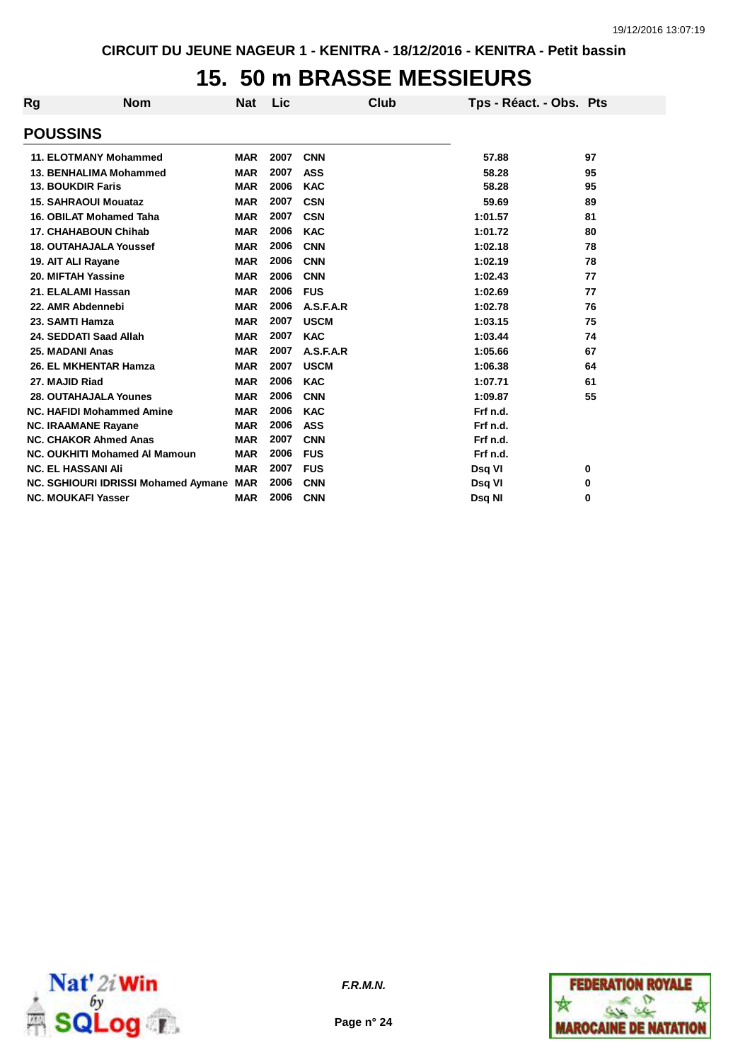CIRCUIT DU JEUNE NAGEUR 1 - KENITRA - 18/12/2016 - KENITRA - Petit bassin

# 15. 50 m BRASSE MESSIEURS

| Rg | Nom | Nat | Lic | Club | Tps - Réact. - Obs. | Pts |
|---|---|---|---|---|---|---|

## POUSSINS

| Rg | Nom | Nat | Lic | Club | Tps - Réact. - Obs. | Pts |
|---|---|---|---|---|---|---|
| 11. | ELOTMANY Mohammed | MAR | 2007 | CNN | 57.88 | 97 |
| 13. | BENHALIMA Mohammed | MAR | 2007 | ASS | 58.28 | 95 |
| 13. | BOUKDIR Faris | MAR | 2006 | KAC | 58.28 | 95 |
| 15. | SAHRAOUI Mouataz | MAR | 2007 | CSN | 59.69 | 89 |
| 16. | OBILAT Mohamed Taha | MAR | 2007 | CSN | 1:01.57 | 81 |
| 17. | CHAHABOUN Chihab | MAR | 2006 | KAC | 1:01.72 | 80 |
| 18. | OUTAHAJALA Youssef | MAR | 2006 | CNN | 1:02.18 | 78 |
| 19. | AIT ALI Rayane | MAR | 2006 | CNN | 1:02.19 | 78 |
| 20. | MIFTAH Yassine | MAR | 2006 | CNN | 1:02.43 | 77 |
| 21. | ELALAMI Hassan | MAR | 2006 | FUS | 1:02.69 | 77 |
| 22. | AMR Abdennebi | MAR | 2006 | A.S.F.A.R | 1:02.78 | 76 |
| 23. | SAMTI Hamza | MAR | 2007 | USCM | 1:03.15 | 75 |
| 24. | SEDDATI Saad Allah | MAR | 2007 | KAC | 1:03.44 | 74 |
| 25. | MADANI Anas | MAR | 2007 | A.S.F.A.R | 1:05.66 | 67 |
| 26. | EL MKHENTAR Hamza | MAR | 2007 | USCM | 1:06.38 | 64 |
| 27. | MAJID Riad | MAR | 2006 | KAC | 1:07.71 | 61 |
| 28. | OUTAHAJALA Younes | MAR | 2006 | CNN | 1:09.87 | 55 |
| NC. | HAFIDI Mohammed Amine | MAR | 2006 | KAC | Frf n.d. | |
| NC. | IRAAMANE Rayane | MAR | 2006 | ASS | Frf n.d. | |
| NC. | CHAKOR Ahmed Anas | MAR | 2007 | CNN | Frf n.d. | |
| NC. | OUKHITI Mohamed Al Mamoun | MAR | 2006 | FUS | Frf n.d. | |
| NC. | EL HASSANI Ali | MAR | 2007 | FUS | Dsq VI | 0 |
| NC. | SGHIOURI IDRISSI Mohamed Aymane | MAR | 2006 | CNN | Dsq VI | 0 |
| NC. | MOUKAFI Yasser | MAR | 2006 | CNN | Dsq NI | 0 |

*F.R.M.N.*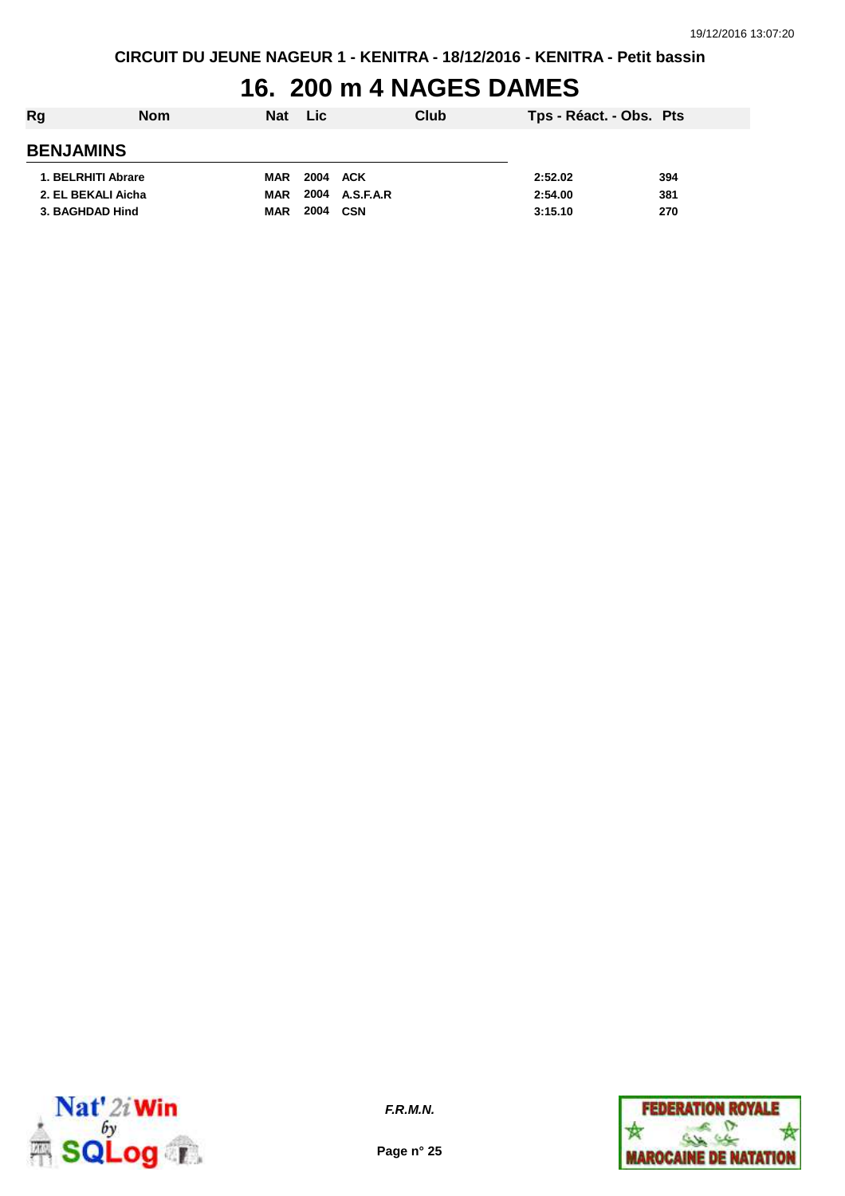CIRCUIT DU JEUNE NAGEUR 1 - KENITRA - 18/12/2016 - KENITRA - Petit bassin

# 16. 200 m 4 NAGES DAMES

| Rg | Nom | Nat | Lic | Club | Tps - Réact. - Obs. | Pts |
|---|---|---|---|---|---|---|
| **BENJAMINS** | | | | | | |
| 1. | BELRHITI Abrare | MAR | 2004 | ACK | 2:52.02 | 394 |
| 2. | EL BEKALI Aicha | MAR | 2004 | A.S.F.A.R | 2:54.00 | 381 |
| 3. | BAGHDAD Hind | MAR | 2004 | CSN | 3:15.10 | 270 |

*F.R.M.N.*